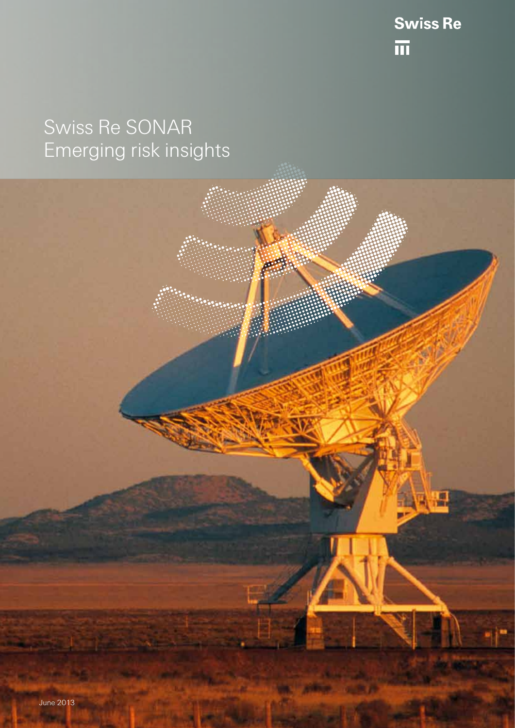Swiss Re

# Swiss Re SONAR
## Emerging risk insights

June 2013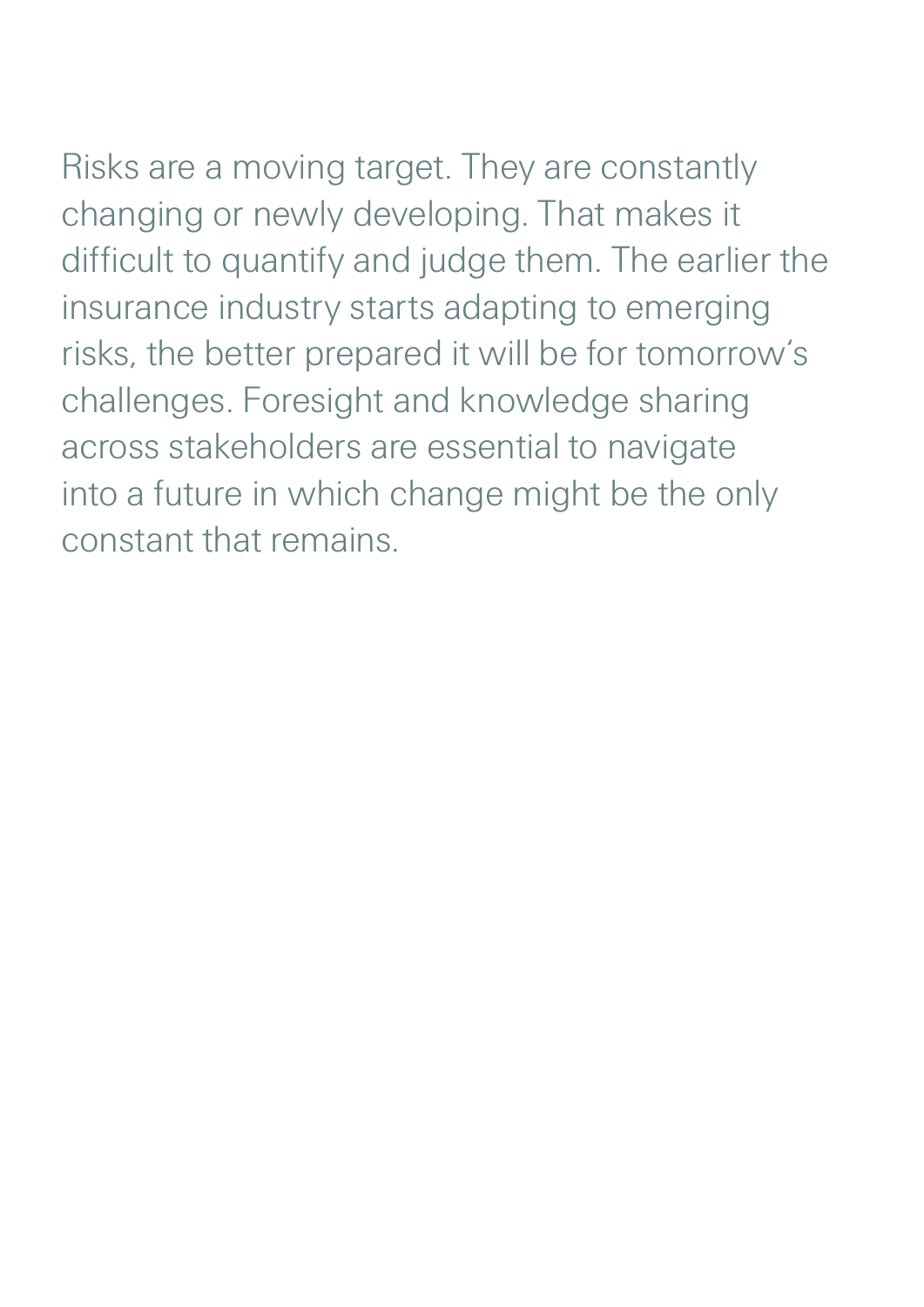Risks are a moving target. They are constantly changing or newly developing. That makes it difficult to quantify and judge them. The earlier the insurance industry starts adapting to emerging risks, the better prepared it will be for tomorrow's challenges. Foresight and knowledge sharing across stakeholders are essential to navigate into a future in which change might be the only constant that remains.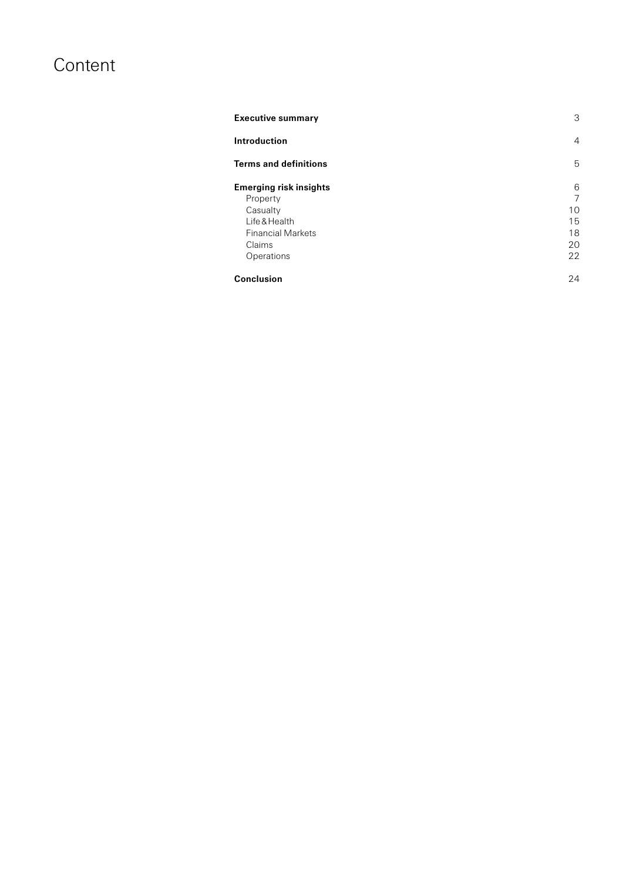# Content

| | |
|---|---|
| **Executive summary** | 3 |
| **Introduction** | 4 |
| **Terms and definitions** | 5 |
| **Emerging risk insights** | 6 |
| Property | 7 |
| Casualty | 10 |
| Life & Health | 15 |
| Financial Markets | 18 |
| Claims | 20 |
| Operations | 22 |
| **Conclusion** | 24 |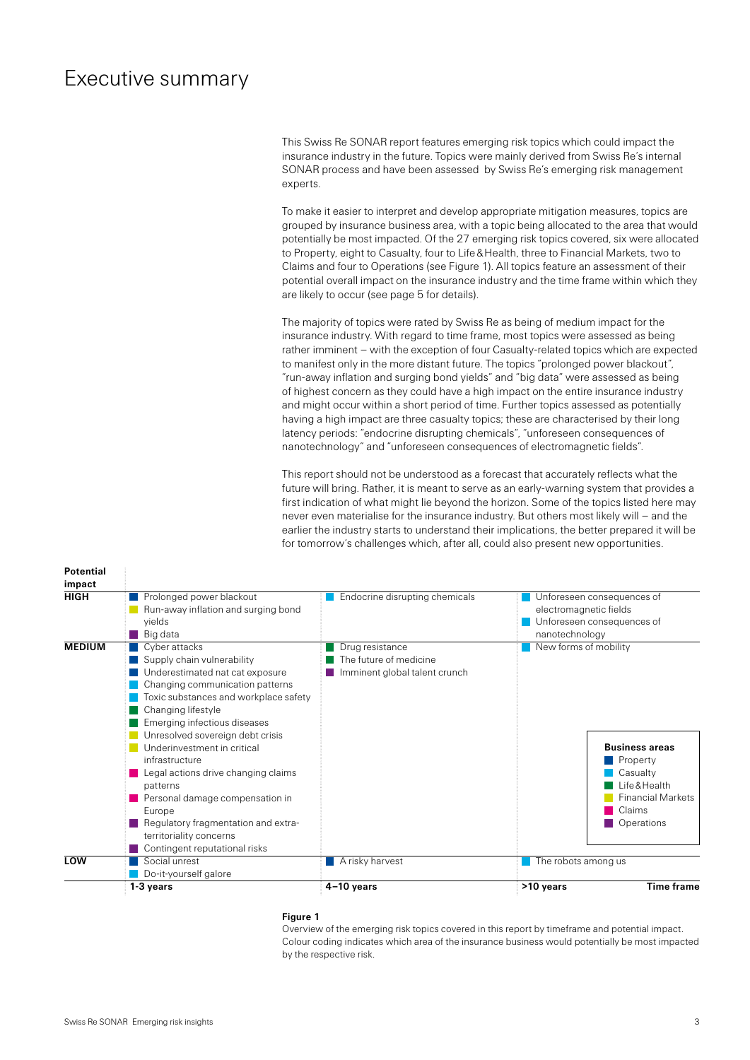# Executive summary

This Swiss Re SONAR report features emerging risk topics which could impact the insurance industry in the future. Topics were mainly derived from Swiss Re's internal SONAR process and have been assessed by Swiss Re's emerging risk management experts.

To make it easier to interpret and develop appropriate mitigation measures, topics are grouped by insurance business area, with a topic being allocated to the area that would potentially be most impacted. Of the 27 emerging risk topics covered, six were allocated to Property, eight to Casualty, four to Life & Health, three to Financial Markets, two to Claims and four to Operations (see Figure 1). All topics feature an assessment of their potential overall impact on the insurance industry and the time frame within which they are likely to occur (see page 5 for details).

The majority of topics were rated by Swiss Re as being of medium impact for the insurance industry. With regard to time frame, most topics were assessed as being rather imminent – with the exception of four Casualty-related topics which are expected to manifest only in the more distant future. The topics "prolonged power blackout", "run-away inflation and surging bond yields" and "big data" were assessed as being of highest concern as they could have a high impact on the entire insurance industry and might occur within a short period of time. Further topics assessed as potentially having a high impact are three casualty topics; these are characterised by their long latency periods: "endocrine disrupting chemicals", "unforeseen consequences of nanotechnology" and "unforeseen consequences of electromagnetic fields".

This report should not be understood as a forecast that accurately reflects what the future will bring. Rather, it is meant to serve as an early-warning system that provides a first indication of what might lie beyond the horizon. Some of the topics listed here may never even materialise for the insurance industry. But others most likely will – and the earlier the industry starts to understand their implications, the better prepared it will be for tomorrow's challenges which, after all, could also present new opportunities.

| Potential impact | 1-3 years | 4–10 years | >10 years |
|---|---|---|---|
| **HIGH** | Prolonged power blackout (Property)<br>Run-away inflation and surging bond yields (Financial Markets)<br>Big data (Operations) | Endocrine disrupting chemicals (Casualty) | Unforeseen consequences of electromagnetic fields (Casualty)<br>Unforeseen consequences of nanotechnology (Casualty) |
| **MEDIUM** | Cyber attacks (Property)<br>Supply chain vulnerability (Property)<br>Underestimated nat cat exposure (Property)<br>Changing communication patterns (Casualty)<br>Toxic substances and workplace safety (Casualty)<br>Changing lifestyle (Life & Health)<br>Emerging infectious diseases (Life & Health)<br>Unresolved sovereign debt crisis (Financial Markets)<br>Underinvestment in critical infrastructure (Financial Markets)<br>Legal actions drive changing claims patterns (Claims)<br>Personal damage compensation in Europe (Claims)<br>Regulatory fragmentation and extra-territoriality concerns (Operations)<br>Contingent reputational risks (Operations) | Drug resistance (Life & Health)<br>The future of medicine (Life & Health)<br>Imminent global talent crunch (Operations) | New forms of mobility (Casualty) |
| **LOW** | Social unrest (Property)<br>Do-it-yourself galore (Casualty) | A risky harvest (Property) | The robots among us (Casualty) |

Business areas: Property, Casualty, Life & Health, Financial Markets, Claims, Operations

**Figure 1**
Overview of the emerging risk topics covered in this report by timeframe and potential impact. Colour coding indicates which area of the insurance business would potentially be most impacted by the respective risk.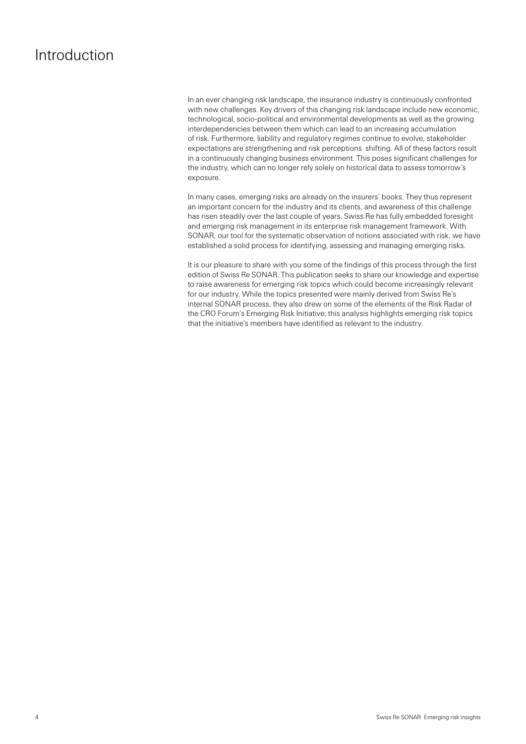# Introduction

In an ever changing risk landscape, the insurance industry is continuously confronted with new challenges. Key drivers of this changing risk landscape include new economic, technological, socio-political and environmental developments as well as the growing interdependencies between them which can lead to an increasing accumulation of risk. Furthermore, liability and regulatory regimes continue to evolve, stakeholder expectations are strengthening and risk perceptions shifting. All of these factors result in a continuously changing business environment. This poses significant challenges for the industry, which can no longer rely solely on historical data to assess tomorrow's exposure.

In many cases, emerging risks are already on the insurers' books. They thus represent an important concern for the industry and its clients, and awareness of this challenge has risen steadily over the last couple of years. Swiss Re has fully embedded foresight and emerging risk management in its enterprise risk management framework. With SONAR, our tool for the systematic observation of notions associated with risk, we have established a solid process for identifying, assessing and managing emerging risks.

It is our pleasure to share with you some of the findings of this process through the first edition of Swiss Re SONAR. This publication seeks to share our knowledge and expertise to raise awareness for emerging risk topics which could become increasingly relevant for our industry. While the topics presented were mainly derived from Swiss Re's internal SONAR process, they also drew on some of the elements of the Risk Radar of the CRO Forum's Emerging Risk Initiative; this analysis highlights emerging risk topics that the initiative's members have identified as relevant to the industry.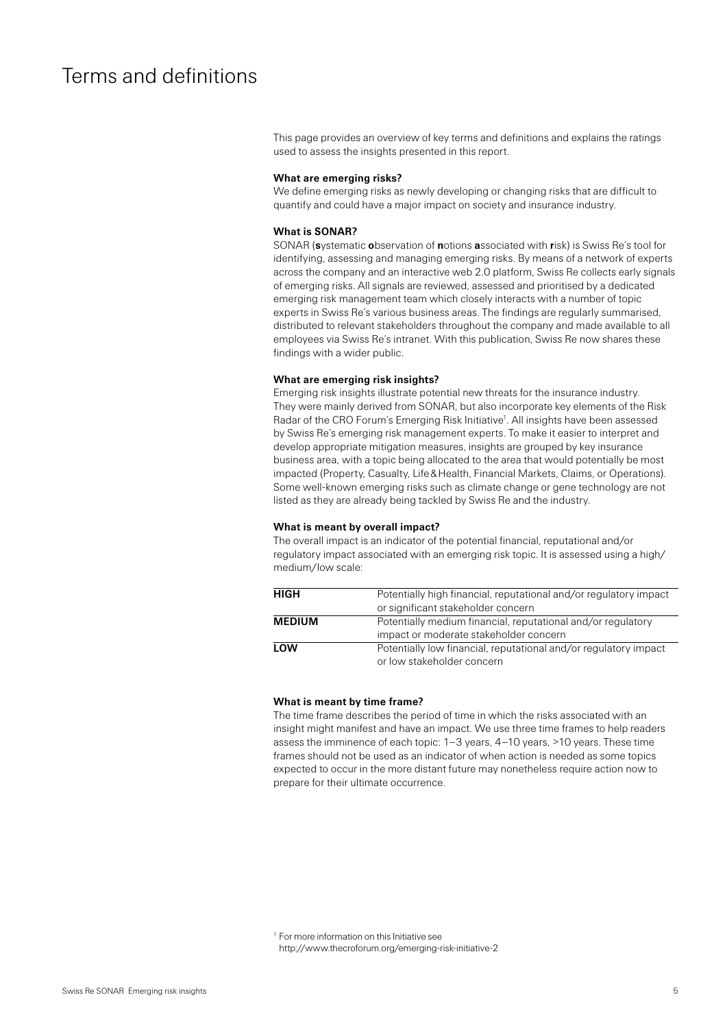# Terms and definitions

This page provides an overview of key terms and definitions and explains the ratings used to assess the insights presented in this report.

**What are emerging risks?**

We define emerging risks as newly developing or changing risks that are difficult to quantify and could have a major impact on society and insurance industry.

**What is SONAR?**

SONAR (**s**ystematic **o**bservation of **n**otions **a**ssociated with **r**isk) is Swiss Re's tool for identifying, assessing and managing emerging risks. By means of a network of experts across the company and an interactive web 2.0 platform, Swiss Re collects early signals of emerging risks. All signals are reviewed, assessed and prioritised by a dedicated emerging risk management team which closely interacts with a number of topic experts in Swiss Re's various business areas. The findings are regularly summarised, distributed to relevant stakeholders throughout the company and made available to all employees via Swiss Re's intranet. With this publication, Swiss Re now shares these findings with a wider public.

**What are emerging risk insights?**

Emerging risk insights illustrate potential new threats for the insurance industry. They were mainly derived from SONAR, but also incorporate key elements of the Risk Radar of the CRO Forum's Emerging Risk Initiative[1]. All insights have been assessed by Swiss Re's emerging risk management experts. To make it easier to interpret and develop appropriate mitigation measures, insights are grouped by key insurance business area, with a topic being allocated to the area that would potentially be most impacted (Property, Casualty, Life & Health, Financial Markets, Claims, or Operations). Some well-known emerging risks such as climate change or gene technology are not listed as they are already being tackled by Swiss Re and the industry.

**What is meant by overall impact?**

The overall impact is an indicator of the potential financial, reputational and/or regulatory impact associated with an emerging risk topic. It is assessed using a high/medium/low scale:

| | |
|---|---|
| **HIGH** | Potentially high financial, reputational and/or regulatory impact or significant stakeholder concern |
| **MEDIUM** | Potentially medium financial, reputational and/or regulatory impact or moderate stakeholder concern |
| **LOW** | Potentially low financial, reputational and/or regulatory impact or low stakeholder concern |

**What is meant by time frame?**

The time frame describes the period of time in which the risks associated with an insight might manifest and have an impact. We use three time frames to help readers assess the imminence of each topic: 1–3 years, 4–10 years, >10 years. These time frames should not be used as an indicator of when action is needed as some topics expected to occur in the more distant future may nonetheless require action now to prepare for their ultimate occurrence.

[1] For more information on this Initiative see http://www.thecroforum.org/emerging-risk-initiative-2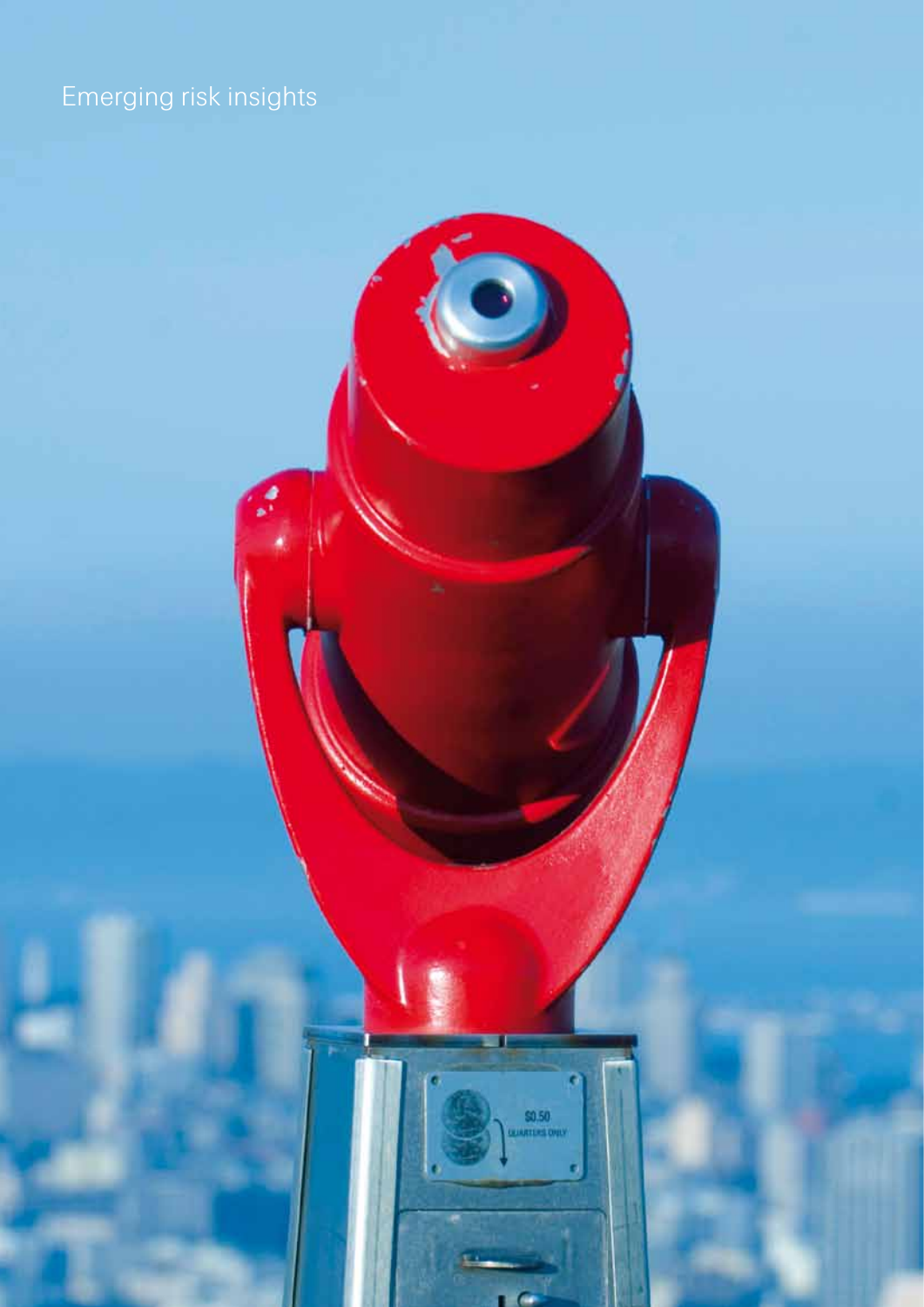# Emerging risk insights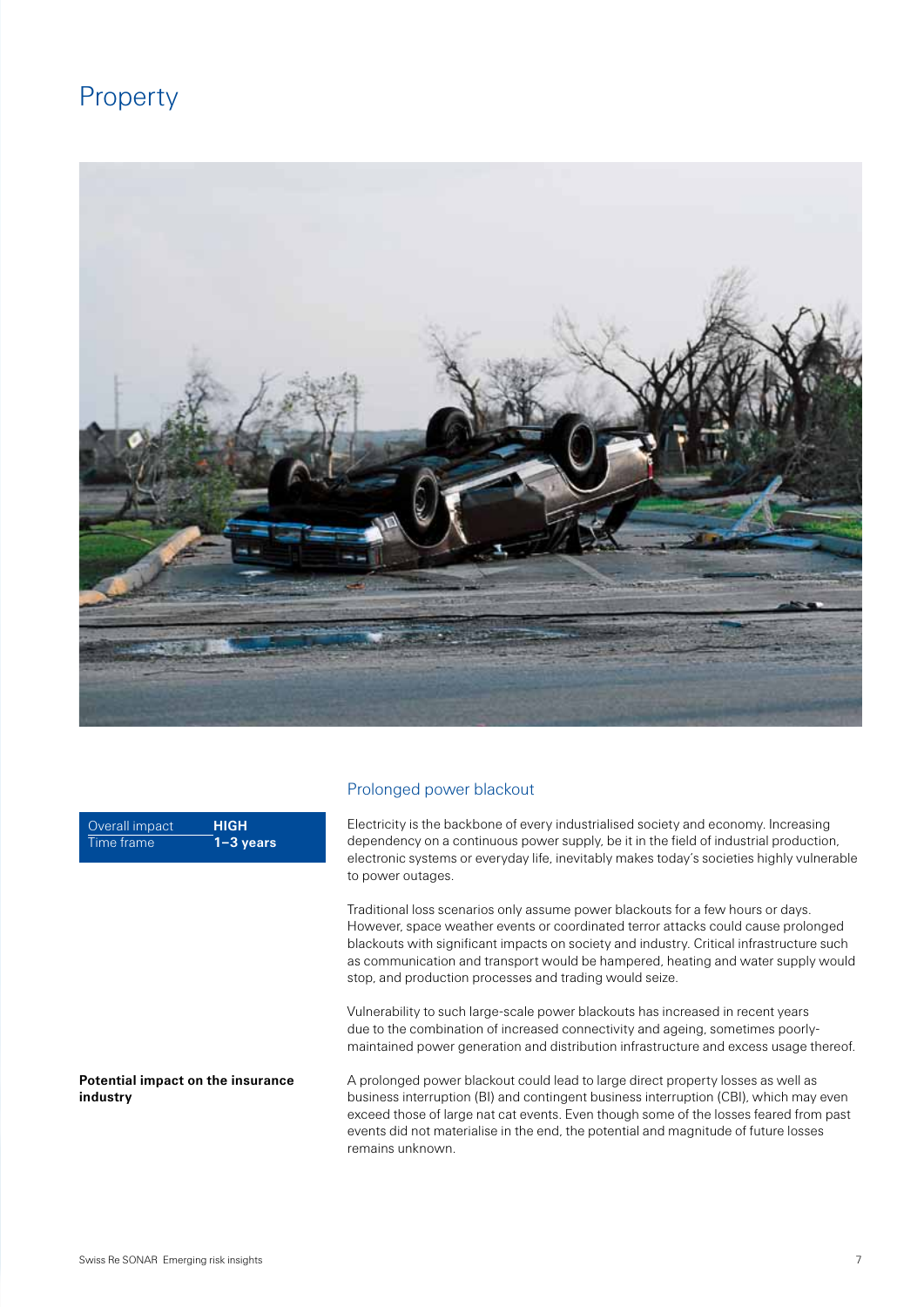# Property

## Prolonged power blackout

| Overall impact | HIGH |
| --- | --- |
| Time frame | **1–3 years** |

Electricity is the backbone of every industrialised society and economy. Increasing dependency on a continuous power supply, be it in the field of industrial production, electronic systems or everyday life, inevitably makes today's societies highly vulnerable to power outages.

Traditional loss scenarios only assume power blackouts for a few hours or days. However, space weather events or coordinated terror attacks could cause prolonged blackouts with significant impacts on society and industry. Critical infrastructure such as communication and transport would be hampered, heating and water supply would stop, and production processes and trading would seize.

Vulnerability to such large-scale power blackouts has increased in recent years due to the combination of increased connectivity and ageing, sometimes poorly-maintained power generation and distribution infrastructure and excess usage thereof.

**Potential impact on the insurance industry**

A prolonged power blackout could lead to large direct property losses as well as business interruption (BI) and contingent business interruption (CBI), which may even exceed those of large nat cat events. Even though some of the losses feared from past events did not materialise in the end, the potential and magnitude of future losses remains unknown.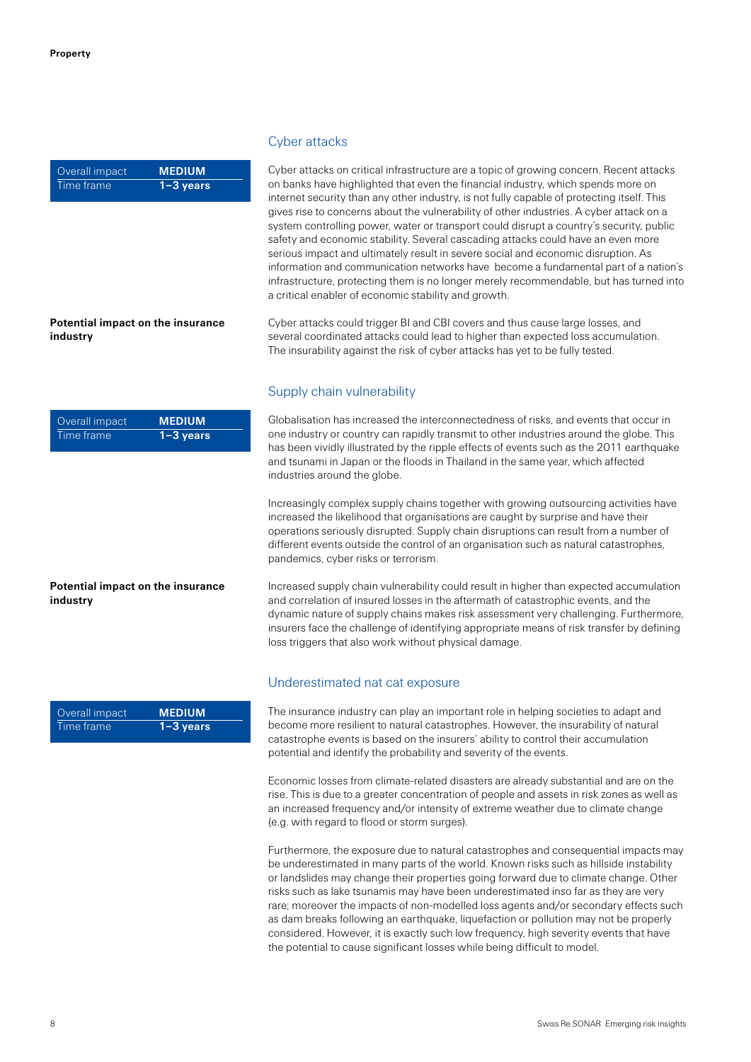## Cyber attacks

| Overall impact | MEDIUM |
| --- | --- |
| Time frame | 1–3 years |

Cyber attacks on critical infrastructure are a topic of growing concern. Recent attacks on banks have highlighted that even the financial industry, which spends more on internet security than any other industry, is not fully capable of protecting itself. This gives rise to concerns about the vulnerability of other industries. A cyber attack on a system controlling power, water or transport could disrupt a country's security, public safety and economic stability. Several cascading attacks could have an even more serious impact and ultimately result in severe social and economic disruption. As information and communication networks have become a fundamental part of a nation's infrastructure, protecting them is no longer merely recommendable, but has turned into a critical enabler of economic stability and growth.

**Potential impact on the insurance industry**

Cyber attacks could trigger BI and CBI covers and thus cause large losses, and several coordinated attacks could lead to higher than expected loss accumulation. The insurability against the risk of cyber attacks has yet to be fully tested.

## Supply chain vulnerability

| Overall impact | MEDIUM |
| --- | --- |
| Time frame | 1–3 years |

Globalisation has increased the interconnectedness of risks, and events that occur in one industry or country can rapidly transmit to other industries around the globe. This has been vividly illustrated by the ripple effects of events such as the 2011 earthquake and tsunami in Japan or the floods in Thailand in the same year, which affected industries around the globe.

Increasingly complex supply chains together with growing outsourcing activities have increased the likelihood that organisations are caught by surprise and have their operations seriously disrupted. Supply chain disruptions can result from a number of different events outside the control of an organisation such as natural catastrophes, pandemics, cyber risks or terrorism.

**Potential impact on the insurance industry**

Increased supply chain vulnerability could result in higher than expected accumulation and correlation of insured losses in the aftermath of catastrophic events, and the dynamic nature of supply chains makes risk assessment very challenging. Furthermore, insurers face the challenge of identifying appropriate means of risk transfer by defining loss triggers that also work without physical damage.

## Underestimated nat cat exposure

| Overall impact | MEDIUM |
| --- | --- |
| Time frame | 1–3 years |

The insurance industry can play an important role in helping societies to adapt and become more resilient to natural catastrophes. However, the insurability of natural catastrophe events is based on the insurers' ability to control their accumulation potential and identify the probability and severity of the events.

Economic losses from climate-related disasters are already substantial and are on the rise. This is due to a greater concentration of people and assets in risk zones as well as an increased frequency and/or intensity of extreme weather due to climate change (e.g. with regard to flood or storm surges).

Furthermore, the exposure due to natural catastrophes and consequential impacts may be underestimated in many parts of the world. Known risks such as hillside instability or landslides may change their properties going forward due to climate change. Other risks such as lake tsunamis may have been underestimated inso far as they are very rare; moreover the impacts of non-modelled loss agents and/or secondary effects such as dam breaks following an earthquake, liquefaction or pollution may not be properly considered. However, it is exactly such low frequency, high severity events that have the potential to cause significant losses while being difficult to model.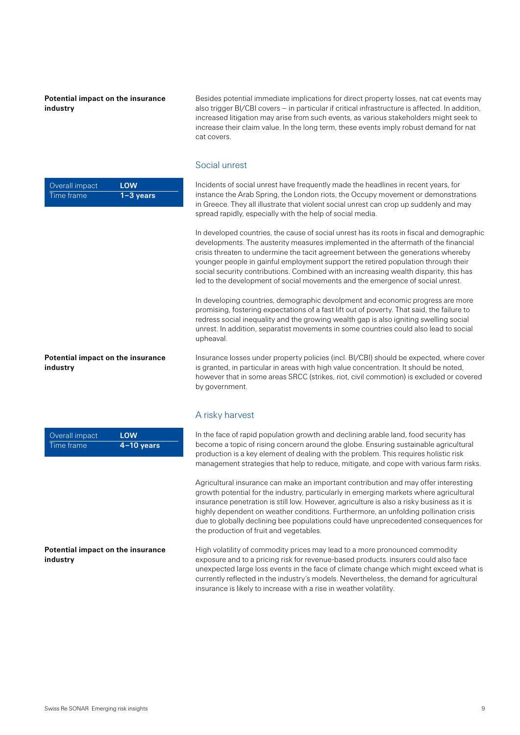**Potential impact on the insurance industry**

Besides potential immediate implications for direct property losses, nat cat events may also trigger BI/CBI covers – in particular if critical infrastructure is affected. In addition, increased litigation may arise from such events, as various stakeholders might seek to increase their claim value. In the long term, these events imply robust demand for nat cat covers.

## Social unrest

| Overall impact | **LOW** |
|---|---|
| Time frame | **1–3 years** |

Incidents of social unrest have frequently made the headlines in recent years, for instance the Arab Spring, the London riots, the Occupy movement or demonstrations in Greece. They all illustrate that violent social unrest can crop up suddenly and may spread rapidly, especially with the help of social media.

In developed countries, the cause of social unrest has its roots in fiscal and demographic developments. The austerity measures implemented in the aftermath of the financial crisis threaten to undermine the tacit agreement between the generations whereby younger people in gainful employment support the retired population through their social security contributions. Combined with an increasing wealth disparity, this has led to the development of social movements and the emergence of social unrest.

In developing countries, demographic devolpment and economic progress are more promising, fostering expectations of a fast lift out of poverty. That said, the failure to redress social inequality and the growing wealth gap is also igniting swelling social unrest. In addition, separatist movements in some countries could also lead to social upheaval.

**Potential impact on the insurance industry**

Insurance losses under property policies (incl. BI/CBI) should be expected, where cover is granted, in particular in areas with high value concentration. It should be noted, however that in some areas SRCC (strikes, riot, civil commotion) is excluded or covered by government.

## A risky harvest

| Overall impact | **LOW** |
|---|---|
| Time frame | **4–10 years** |

In the face of rapid population growth and declining arable land, food security has become a topic of rising concern around the globe. Ensuring sustainable agricultural production is a key element of dealing with the problem. This requires holistic risk management strategies that help to reduce, mitigate, and cope with various farm risks.

Agricultural insurance can make an important contribution and may offer interesting growth potential for the industry, particularly in emerging markets where agricultural insurance penetration is still low. However, agriculture is also a risky business as it is highly dependent on weather conditions. Furthermore, an unfolding pollination crisis due to globally declining bee populations could have unprecedented consequences for the production of fruit and vegetables.

**Potential impact on the insurance industry**

High volatility of commodity prices may lead to a more pronounced commodity exposure and to a pricing risk for revenue-based products. insurers could also face unexpected large loss events in the face of climate change which might exceed what is currently reflected in the industry's models. Nevertheless, the demand for agricultural insurance is likely to increase with a rise in weather volatility.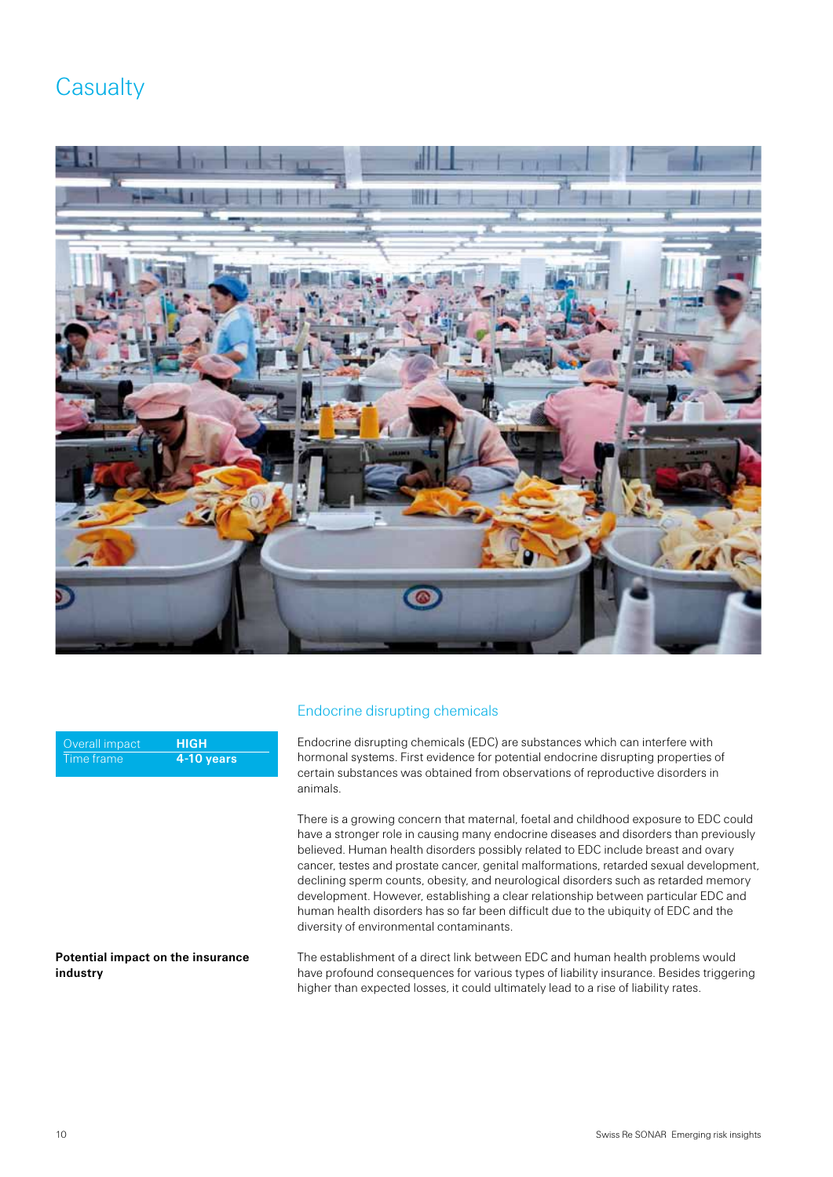# Casualty

## Endocrine disrupting chemicals

| Overall impact | HIGH |
|---|---|
| Time frame | 4-10 years |

Endocrine disrupting chemicals (EDC) are substances which can interfere with hormonal systems. First evidence for potential endocrine disrupting properties of certain substances was obtained from observations of reproductive disorders in animals.

There is a growing concern that maternal, foetal and childhood exposure to EDC could have a stronger role in causing many endocrine diseases and disorders than previously believed. Human health disorders possibly related to EDC include breast and ovary cancer, testes and prostate cancer, genital malformations, retarded sexual development, declining sperm counts, obesity, and neurological disorders such as retarded memory development. However, establishing a clear relationship between particular EDC and human health disorders has so far been difficult due to the ubiquity of EDC and the diversity of environmental contaminants.

**Potential impact on the insurance industry**

The establishment of a direct link between EDC and human health problems would have profound consequences for various types of liability insurance. Besides triggering higher than expected losses, it could ultimately lead to a rise of liability rates.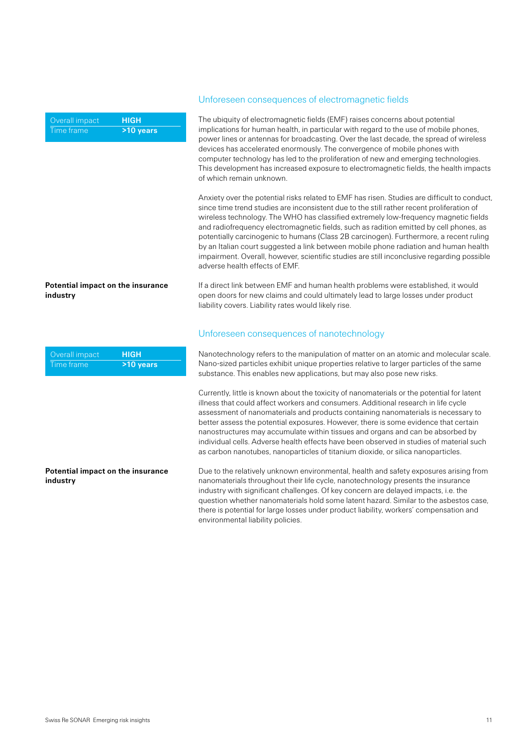## Unforeseen consequences of electromagnetic fields

| Overall impact | HIGH |
| --- | --- |
| Time frame | >10 years |

The ubiquity of electromagnetic fields (EMF) raises concerns about potential implications for human health, in particular with regard to the use of mobile phones, power lines or antennas for broadcasting. Over the last decade, the spread of wireless devices has accelerated enormously. The convergence of mobile phones with computer technology has led to the proliferation of new and emerging technologies. This development has increased exposure to electromagnetic fields, the health impacts of which remain unknown.

Anxiety over the potential risks related to EMF has risen. Studies are difficult to conduct, since time trend studies are inconsistent due to the still rather recent proliferation of wireless technology. The WHO has classified extremely low-frequency magnetic fields and radiofrequency electromagnetic fields, such as radition emitted by cell phones, as potentially carcinogenic to humans (Class 2B carcinogen). Furthermore, a recent ruling by an Italian court suggested a link between mobile phone radiation and human health impairment. Overall, however, scientific studies are still inconclusive regarding possible adverse health effects of EMF.

**Potential impact on the insurance industry**

If a direct link between EMF and human health problems were established, it would open doors for new claims and could ultimately lead to large losses under product liability covers. Liability rates would likely rise.

## Unforeseen consequences of nanotechnology

| Overall impact | HIGH |
| --- | --- |
| Time frame | >10 years |

Nanotechnology refers to the manipulation of matter on an atomic and molecular scale. Nano-sized particles exhibit unique properties relative to larger particles of the same substance. This enables new applications, but may also pose new risks.

Currently, little is known about the toxicity of nanomaterials or the potential for latent illness that could affect workers and consumers. Additional research in life cycle assessment of nanomaterials and products containing nanomaterials is necessary to better assess the potential exposures. However, there is some evidence that certain nanostructures may accumulate within tissues and organs and can be absorbed by individual cells. Adverse health effects have been observed in studies of material such as carbon nanotubes, nanoparticles of titanium dioxide, or silica nanoparticles.

**Potential impact on the insurance industry**

Due to the relatively unknown environmental, health and safety exposures arising from nanomaterials throughout their life cycle, nanotechnology presents the insurance industry with significant challenges. Of key concern are delayed impacts, i.e. the question whether nanomaterials hold some latent hazard. Similar to the asbestos case, there is potential for large losses under product liability, workers' compensation and environmental liability policies.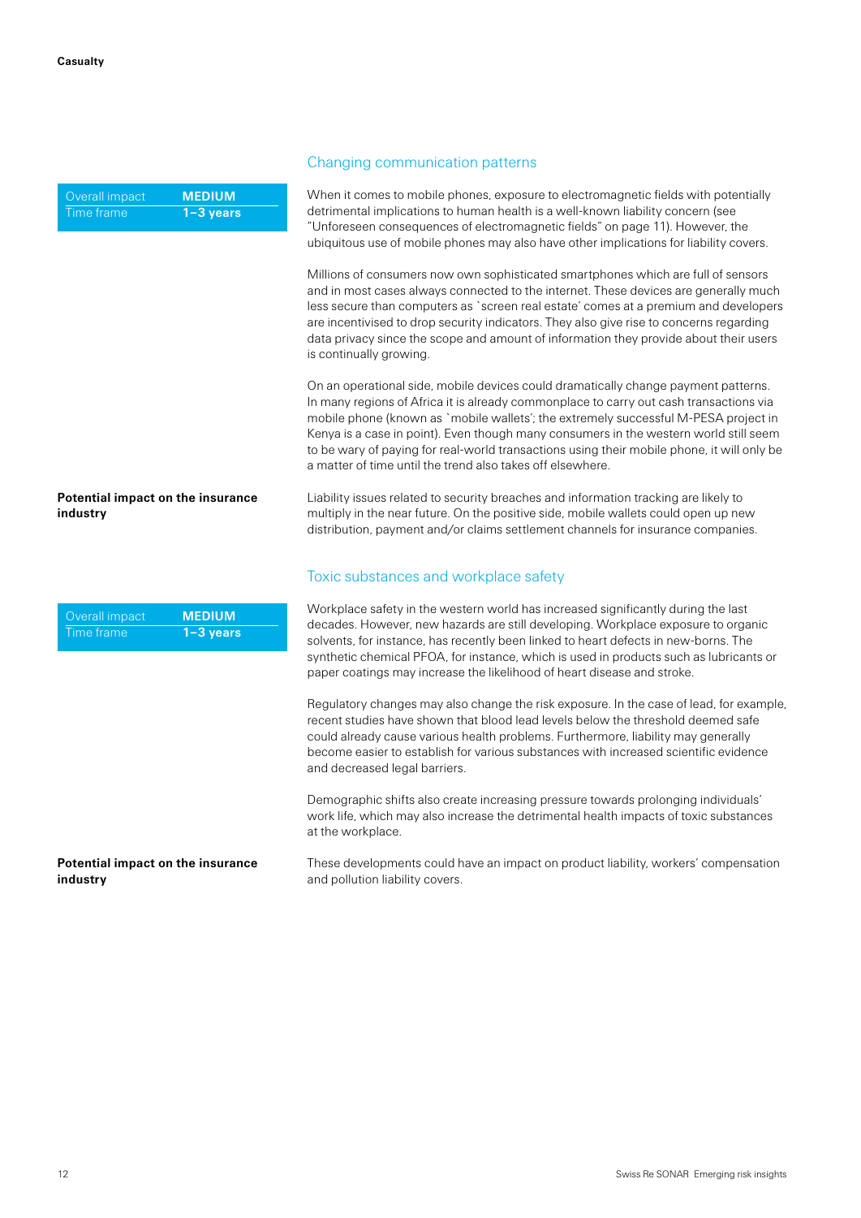## Changing communication patterns

| Overall impact | MEDIUM |
| --- | --- |
| Time frame | 1–3 years |

When it comes to mobile phones, exposure to electromagnetic fields with potentially detrimental implications to human health is a well-known liability concern (see "Unforeseen consequences of electromagnetic fields" on page 11). However, the ubiquitous use of mobile phones may also have other implications for liability covers.

Millions of consumers now own sophisticated smartphones which are full of sensors and in most cases always connected to the internet. These devices are generally much less secure than computers as `screen real estate' comes at a premium and developers are incentivised to drop security indicators. They also give rise to concerns regarding data privacy since the scope and amount of information they provide about their users is continually growing.

On an operational side, mobile devices could dramatically change payment patterns. In many regions of Africa it is already commonplace to carry out cash transactions via mobile phone (known as `mobile wallets'; the extremely successful M-PESA project in Kenya is a case in point). Even though many consumers in the western world still seem to be wary of paying for real-world transactions using their mobile phone, it will only be a matter of time until the trend also takes off elsewhere.

**Potential impact on the insurance industry**

Liability issues related to security breaches and information tracking are likely to multiply in the near future. On the positive side, mobile wallets could open up new distribution, payment and/or claims settlement channels for insurance companies.

## Toxic substances and workplace safety

| Overall impact | MEDIUM |
| --- | --- |
| Time frame | 1–3 years |

Workplace safety in the western world has increased significantly during the last decades. However, new hazards are still developing. Workplace exposure to organic solvents, for instance, has recently been linked to heart defects in new-borns. The synthetic chemical PFOA, for instance, which is used in products such as lubricants or paper coatings may increase the likelihood of heart disease and stroke.

Regulatory changes may also change the risk exposure. In the case of lead, for example, recent studies have shown that blood lead levels below the threshold deemed safe could already cause various health problems. Furthermore, liability may generally become easier to establish for various substances with increased scientific evidence and decreased legal barriers.

Demographic shifts also create increasing pressure towards prolonging individuals' work life, which may also increase the detrimental health impacts of toxic substances at the workplace.

**Potential impact on the insurance industry**

These developments could have an impact on product liability, workers' compensation and pollution liability covers.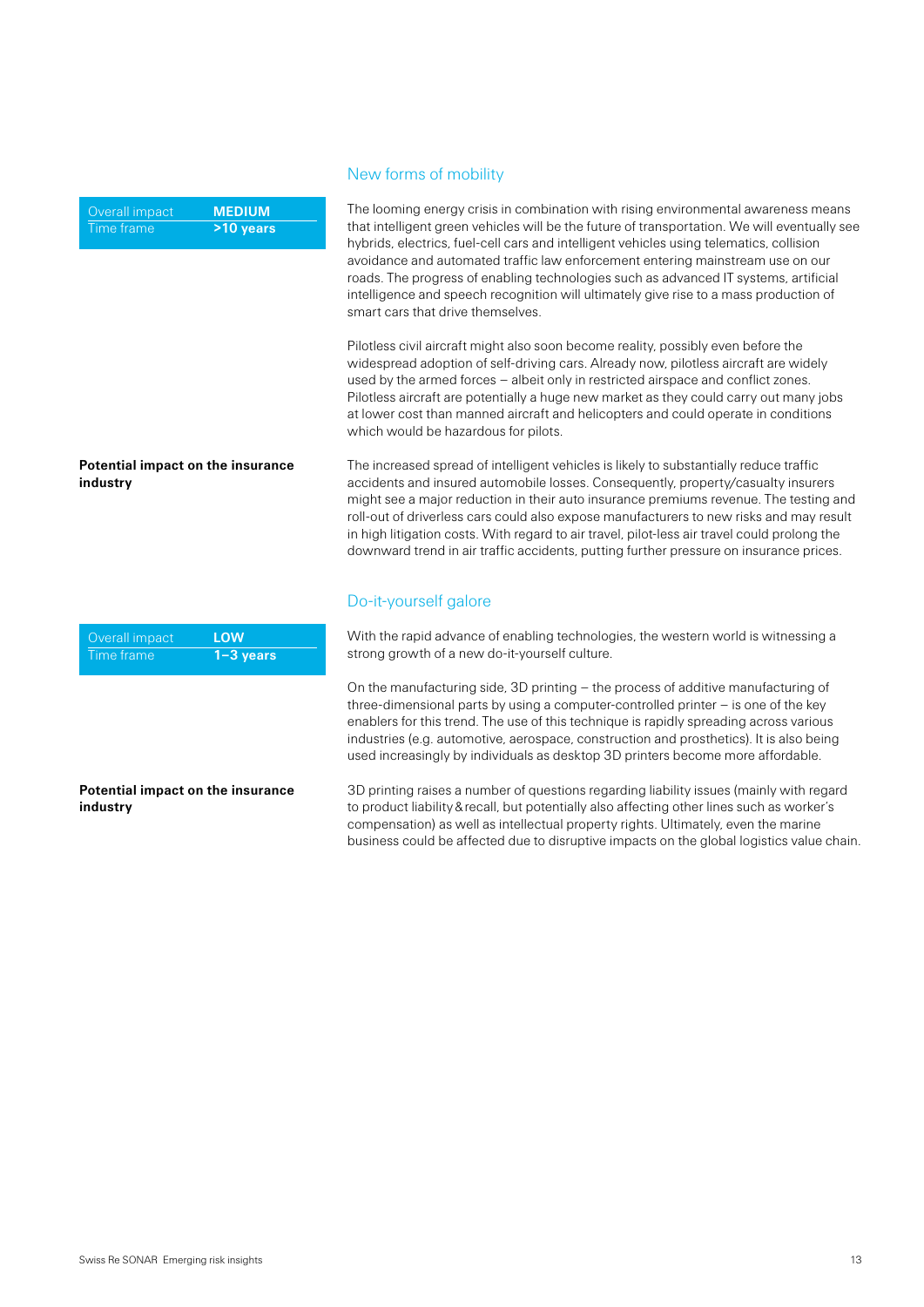## New forms of mobility

| Overall impact | MEDIUM |
| --- | --- |
| Time frame | >10 years |

The looming energy crisis in combination with rising environmental awareness means that intelligent green vehicles will be the future of transportation. We will eventually see hybrids, electrics, fuel-cell cars and intelligent vehicles using telematics, collision avoidance and automated traffic law enforcement entering mainstream use on our roads. The progress of enabling technologies such as advanced IT systems, artificial intelligence and speech recognition will ultimately give rise to a mass production of smart cars that drive themselves.

Pilotless civil aircraft might also soon become reality, possibly even before the widespread adoption of self-driving cars. Already now, pilotless aircraft are widely used by the armed forces – albeit only in restricted airspace and conflict zones. Pilotless aircraft are potentially a huge new market as they could carry out many jobs at lower cost than manned aircraft and helicopters and could operate in conditions which would be hazardous for pilots.

**Potential impact on the insurance industry**

The increased spread of intelligent vehicles is likely to substantially reduce traffic accidents and insured automobile losses. Consequently, property/casualty insurers might see a major reduction in their auto insurance premiums revenue. The testing and roll-out of driverless cars could also expose manufacturers to new risks and may result in high litigation costs. With regard to air travel, pilot-less air travel could prolong the downward trend in air traffic accidents, putting further pressure on insurance prices.

## Do-it-yourself galore

| Overall impact | LOW |
| --- | --- |
| Time frame | 1–3 years |

With the rapid advance of enabling technologies, the western world is witnessing a strong growth of a new do-it-yourself culture.

On the manufacturing side, 3D printing – the process of additive manufacturing of three-dimensional parts by using a computer-controlled printer – is one of the key enablers for this trend. The use of this technique is rapidly spreading across various industries (e.g. automotive, aerospace, construction and prosthetics). It is also being used increasingly by individuals as desktop 3D printers become more affordable.

**Potential impact on the insurance industry**

3D printing raises a number of questions regarding liability issues (mainly with regard to product liability & recall, but potentially also affecting other lines such as worker's compensation) as well as intellectual property rights. Ultimately, even the marine business could be affected due to disruptive impacts on the global logistics value chain.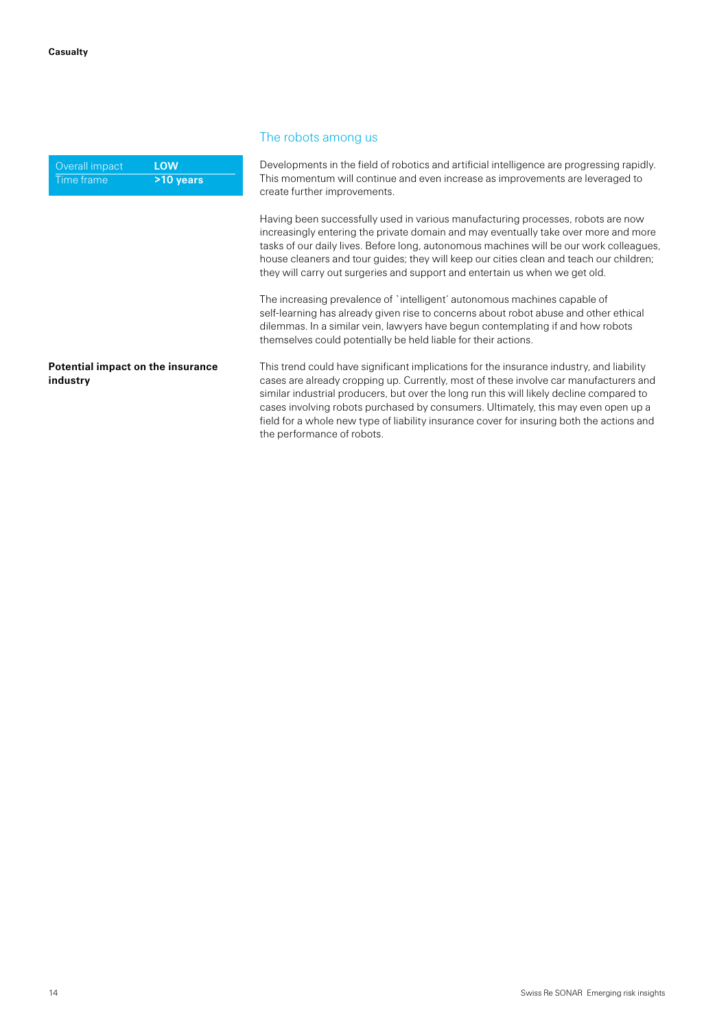## The robots among us

| Overall impact | LOW |
| --- | --- |
| Time frame | >10 years |

Developments in the field of robotics and artificial intelligence are progressing rapidly. This momentum will continue and even increase as improvements are leveraged to create further improvements.

Having been successfully used in various manufacturing processes, robots are now increasingly entering the private domain and may eventually take over more and more tasks of our daily lives. Before long, autonomous machines will be our work colleagues, house cleaners and tour guides; they will keep our cities clean and teach our children; they will carry out surgeries and support and entertain us when we get old.

The increasing prevalence of `intelligent´ autonomous machines capable of self-learning has already given rise to concerns about robot abuse and other ethical dilemmas. In a similar vein, lawyers have begun contemplating if and how robots themselves could potentially be held liable for their actions.

**Potential impact on the insurance industry**

This trend could have significant implications for the insurance industry, and liability cases are already cropping up. Currently, most of these involve car manufacturers and similar industrial producers, but over the long run this will likely decline compared to cases involving robots purchased by consumers. Ultimately, this may even open up a field for a whole new type of liability insurance cover for insuring both the actions and the performance of robots.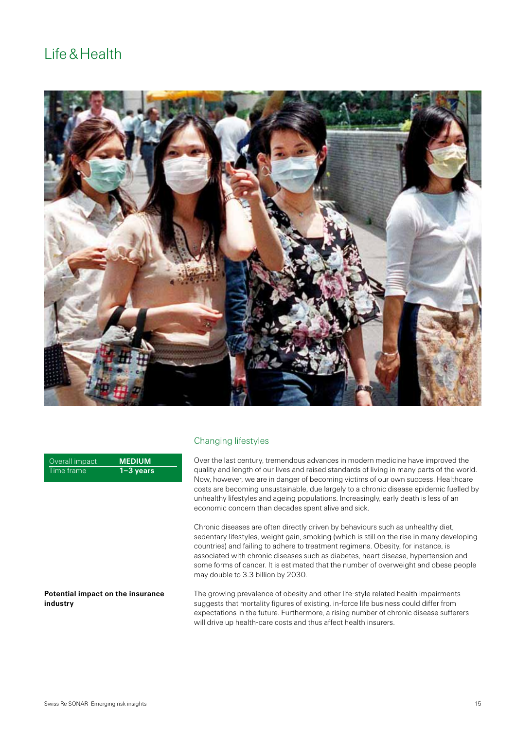# Life & Health

## Changing lifestyles

| Overall impact | MEDIUM |
|---|---|
| Time frame | 1–3 years |

Over the last century, tremendous advances in modern medicine have improved the quality and length of our lives and raised standards of living in many parts of the world. Now, however, we are in danger of becoming victims of our own success. Healthcare costs are becoming unsustainable, due largely to a chronic disease epidemic fuelled by unhealthy lifestyles and ageing populations. Increasingly, early death is less of an economic concern than decades spent alive and sick.

Chronic diseases are often directly driven by behaviours such as unhealthy diet, sedentary lifestyles, weight gain, smoking (which is still on the rise in many developing countries) and failing to adhere to treatment regimens. Obesity, for instance, is associated with chronic diseases such as diabetes, heart disease, hypertension and some forms of cancer. It is estimated that the number of overweight and obese people may double to 3.3 billion by 2030.

**Potential impact on the insurance industry**

The growing prevalence of obesity and other life-style related health impairments suggests that mortality figures of existing, in-force life business could differ from expectations in the future. Furthermore, a rising number of chronic disease sufferers will drive up health-care costs and thus affect health insurers.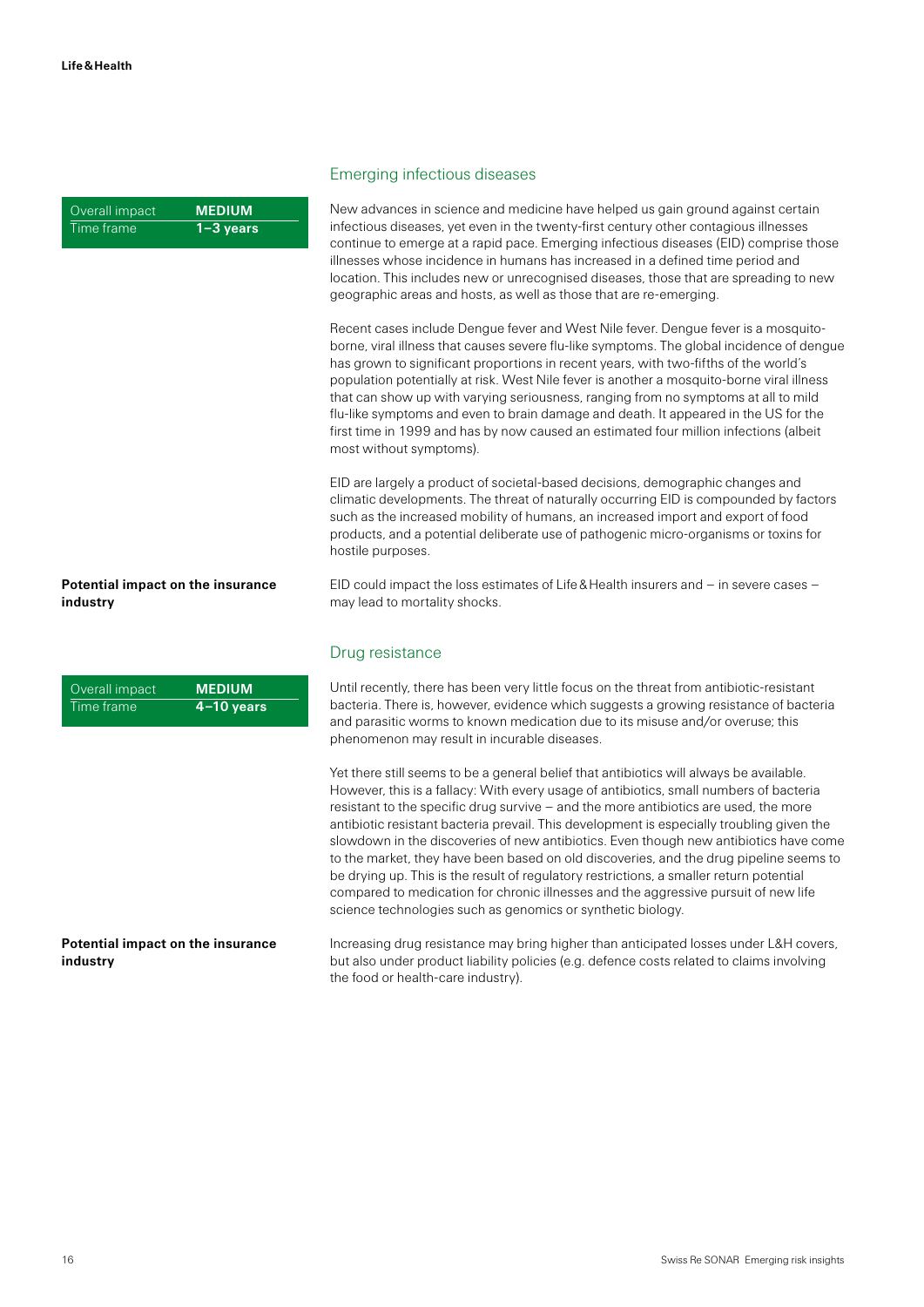## Emerging infectious diseases

| Overall impact | MEDIUM |
| --- | --- |
| Time frame | 1–3 years |

New advances in science and medicine have helped us gain ground against certain infectious diseases, yet even in the twenty-first century other contagious illnesses continue to emerge at a rapid pace. Emerging infectious diseases (EID) comprise those illnesses whose incidence in humans has increased in a defined time period and location. This includes new or unrecognised diseases, those that are spreading to new geographic areas and hosts, as well as those that are re-emerging.

Recent cases include Dengue fever and West Nile fever. Dengue fever is a mosquito-borne, viral illness that causes severe flu-like symptoms. The global incidence of dengue has grown to significant proportions in recent years, with two-fifths of the world's population potentially at risk. West Nile fever is another a mosquito-borne viral illness that can show up with varying seriousness, ranging from no symptoms at all to mild flu-like symptoms and even to brain damage and death. It appeared in the US for the first time in 1999 and has by now caused an estimated four million infections (albeit most without symptoms).

EID are largely a product of societal-based decisions, demographic changes and climatic developments. The threat of naturally occurring EID is compounded by factors such as the increased mobility of humans, an increased import and export of food products, and a potential deliberate use of pathogenic micro-organisms or toxins for hostile purposes.

**Potential impact on the insurance industry**

EID could impact the loss estimates of Life & Health insurers and – in severe cases – may lead to mortality shocks.

## Drug resistance

| Overall impact | MEDIUM |
| --- | --- |
| Time frame | 4–10 years |

Until recently, there has been very little focus on the threat from antibiotic-resistant bacteria. There is, however, evidence which suggests a growing resistance of bacteria and parasitic worms to known medication due to its misuse and/or overuse; this phenomenon may result in incurable diseases.

Yet there still seems to be a general belief that antibiotics will always be available. However, this is a fallacy: With every usage of antibiotics, small numbers of bacteria resistant to the specific drug survive – and the more antibiotics are used, the more antibiotic resistant bacteria prevail. This development is especially troubling given the slowdown in the discoveries of new antibiotics. Even though new antibiotics have come to the market, they have been based on old discoveries, and the drug pipeline seems to be drying up. This is the result of regulatory restrictions, a smaller return potential compared to medication for chronic illnesses and the aggressive pursuit of new life science technologies such as genomics or synthetic biology.

**Potential impact on the insurance industry**

Increasing drug resistance may bring higher than anticipated losses under L&H covers, but also under product liability policies (e.g. defence costs related to claims involving the food or health-care industry).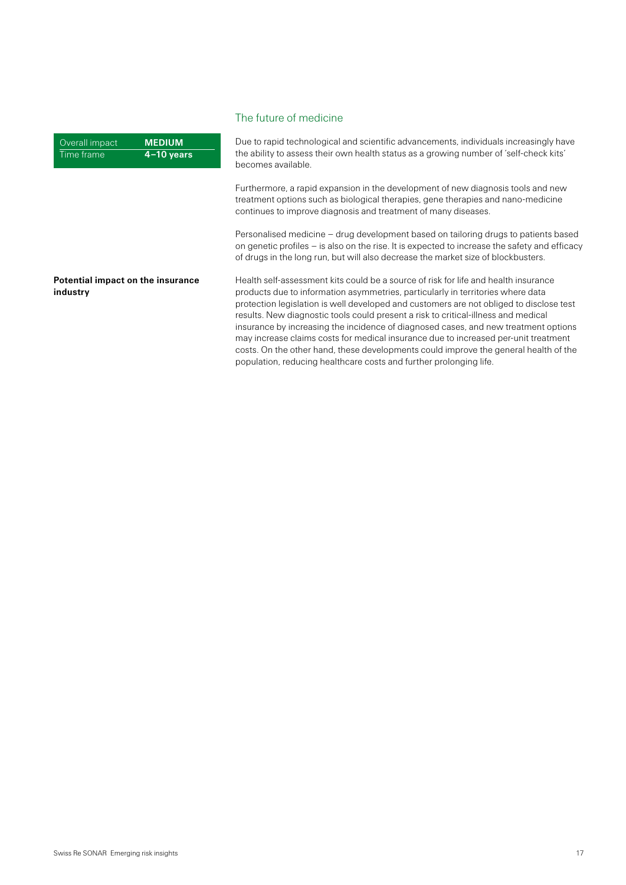## The future of medicine

| Overall impact | **MEDIUM** |
| --- | --- |
| Time frame | **4–10 years** |

Due to rapid technological and scientific advancements, individuals increasingly have the ability to assess their own health status as a growing number of 'self-check kits' becomes available.

Furthermore, a rapid expansion in the development of new diagnosis tools and new treatment options such as biological therapies, gene therapies and nano-medicine continues to improve diagnosis and treatment of many diseases.

Personalised medicine – drug development based on tailoring drugs to patients based on genetic profiles – is also on the rise. It is expected to increase the safety and efficacy of drugs in the long run, but will also decrease the market size of blockbusters.

**Potential impact on the insurance industry**

Health self-assessment kits could be a source of risk for life and health insurance products due to information asymmetries, particularly in territories where data protection legislation is well developed and customers are not obliged to disclose test results. New diagnostic tools could present a risk to critical-illness and medical insurance by increasing the incidence of diagnosed cases, and new treatment options may increase claims costs for medical insurance due to increased per-unit treatment costs. On the other hand, these developments could improve the general health of the population, reducing healthcare costs and further prolonging life.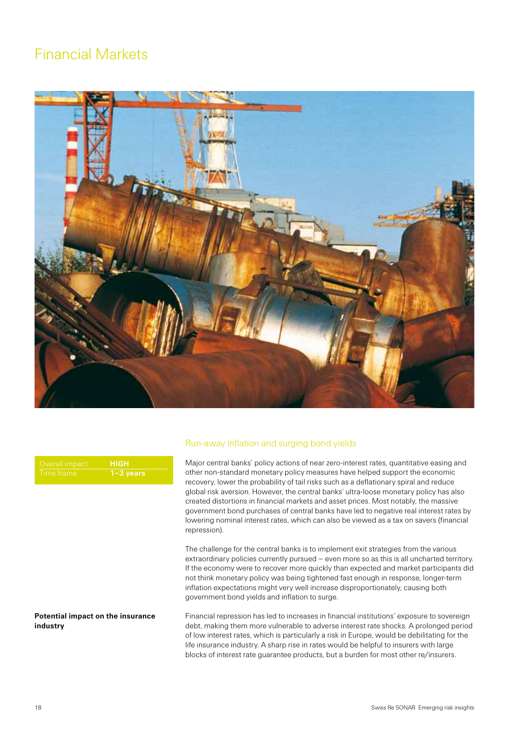# Financial Markets

## Run-away inflation and surging bond yields

| Overall impact | HIGH |
|---|---|
| Time frame | 1–3 years |

Major central banks' policy actions of near zero-interest rates, quantitative easing and other non-standard monetary policy measures have helped support the economic recovery, lower the probability of tail risks such as a deflationary spiral and reduce global risk aversion. However, the central banks' ultra-loose monetary policy has also created distortions in financial markets and asset prices. Most notably, the massive government bond purchases of central banks have led to negative real interest rates by lowering nominal interest rates, which can also be viewed as a tax on savers (financial repression).

The challenge for the central banks is to implement exit strategies from the various extraordinary policies currently pursued – even more so as this is all uncharted territory. If the economy were to recover more quickly than expected and market participants did not think monetary policy was being tightened fast enough in response, longer-term inflation expectations might very well increase disproportionately, causing both government bond yields and inflation to surge.

**Potential impact on the insurance industry**

Financial repression has led to increases in financial institutions' exposure to sovereign debt, making them more vulnerable to adverse interest rate shocks. A prolonged period of low interest rates, which is particularly a risk in Europe, would be debilitating for the life insurance industry. A sharp rise in rates would be helpful to insurers with large blocks of interest rate guarantee products, but a burden for most other re/insurers.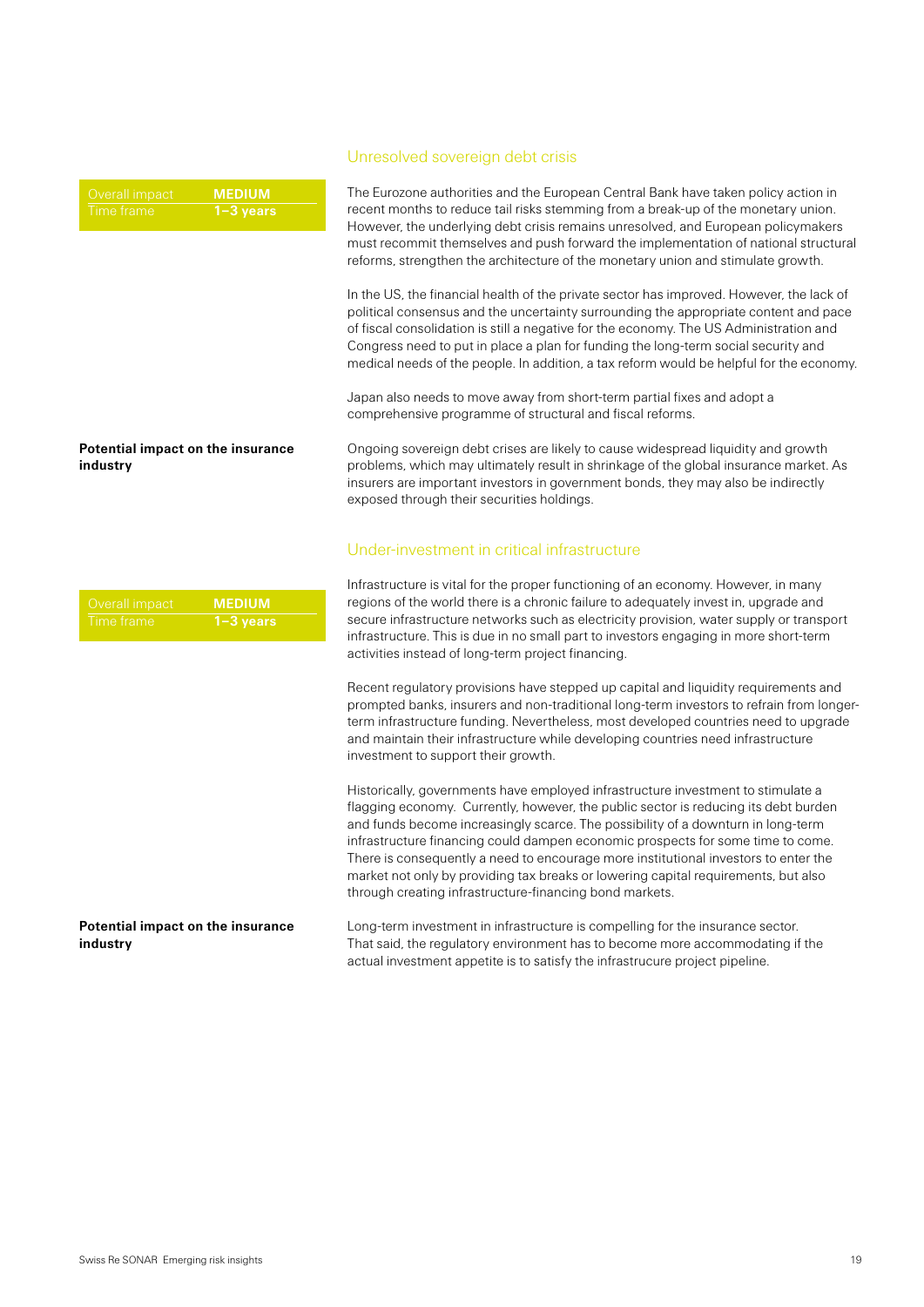## Unresolved sovereign debt crisis

| Overall impact | MEDIUM |
|---|---|
| Time frame | 1–3 years |

The Eurozone authorities and the European Central Bank have taken policy action in recent months to reduce tail risks stemming from a break-up of the monetary union. However, the underlying debt crisis remains unresolved, and European policymakers must recommit themselves and push forward the implementation of national structural reforms, strengthen the architecture of the monetary union and stimulate growth.

In the US, the financial health of the private sector has improved. However, the lack of political consensus and the uncertainty surrounding the appropriate content and pace of fiscal consolidation is still a negative for the economy. The US Administration and Congress need to put in place a plan for funding the long-term social security and medical needs of the people. In addition, a tax reform would be helpful for the economy.

Japan also needs to move away from short-term partial fixes and adopt a comprehensive programme of structural and fiscal reforms.

**Potential impact on the insurance industry**

Ongoing sovereign debt crises are likely to cause widespread liquidity and growth problems, which may ultimately result in shrinkage of the global insurance market. As insurers are important investors in government bonds, they may also be indirectly exposed through their securities holdings.

## Under-investment in critical infrastructure

| Overall impact | MEDIUM |
|---|---|
| Time frame | 1–3 years |

Infrastructure is vital for the proper functioning of an economy. However, in many regions of the world there is a chronic failure to adequately invest in, upgrade and secure infrastructure networks such as electricity provision, water supply or transport infrastructure. This is due in no small part to investors engaging in more short-term activities instead of long-term project financing.

Recent regulatory provisions have stepped up capital and liquidity requirements and prompted banks, insurers and non-traditional long-term investors to refrain from longer-term infrastructure funding. Nevertheless, most developed countries need to upgrade and maintain their infrastructure while developing countries need infrastructure investment to support their growth.

Historically, governments have employed infrastructure investment to stimulate a flagging economy. Currently, however, the public sector is reducing its debt burden and funds become increasingly scarce. The possibility of a downturn in long-term infrastructure financing could dampen economic prospects for some time to come. There is consequently a need to encourage more institutional investors to enter the market not only by providing tax breaks or lowering capital requirements, but also through creating infrastructure-financing bond markets.

**Potential impact on the insurance industry**

Long-term investment in infrastructure is compelling for the insurance sector. That said, the regulatory environment has to become more accommodating if the actual investment appetite is to satisfy the infrastrucure project pipeline.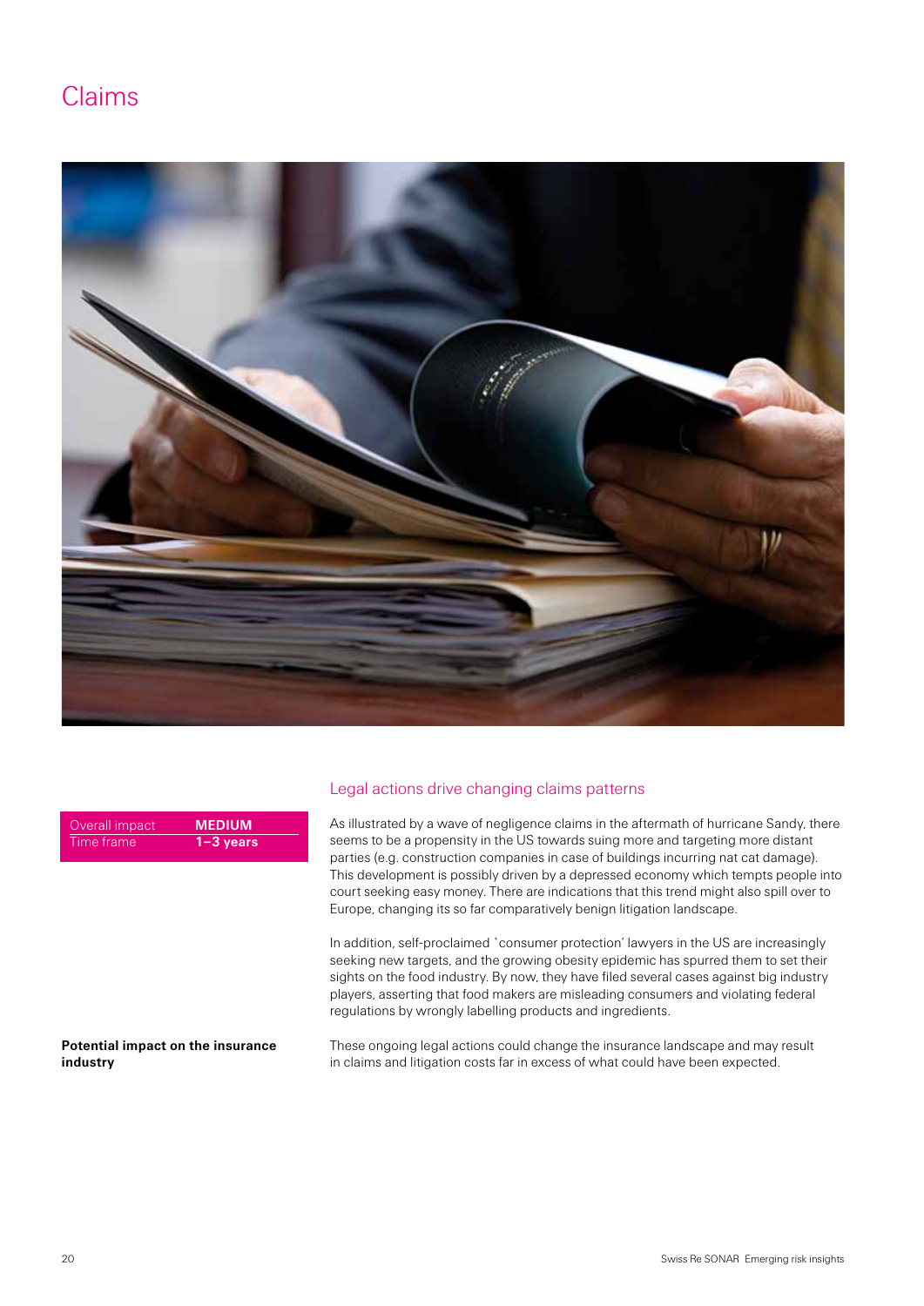# Claims

| Overall impact | MEDIUM |
| --- | --- |
| Time frame | 1–3 years |

## Legal actions drive changing claims patterns

As illustrated by a wave of negligence claims in the aftermath of hurricane Sandy, there seems to be a propensity in the US towards suing more and targeting more distant parties (e.g. construction companies in case of buildings incurring nat cat damage). This development is possibly driven by a depressed economy which tempts people into court seeking easy money. There are indications that this trend might also spill over to Europe, changing its so far comparatively benign litigation landscape.

In addition, self-proclaimed `consumer protection' lawyers in the US are increasingly seeking new targets, and the growing obesity epidemic has spurred them to set their sights on the food industry. By now, they have filed several cases against big industry players, asserting that food makers are misleading consumers and violating federal regulations by wrongly labelling products and ingredients.

**Potential impact on the insurance industry**

These ongoing legal actions could change the insurance landscape and may result in claims and litigation costs far in excess of what could have been expected.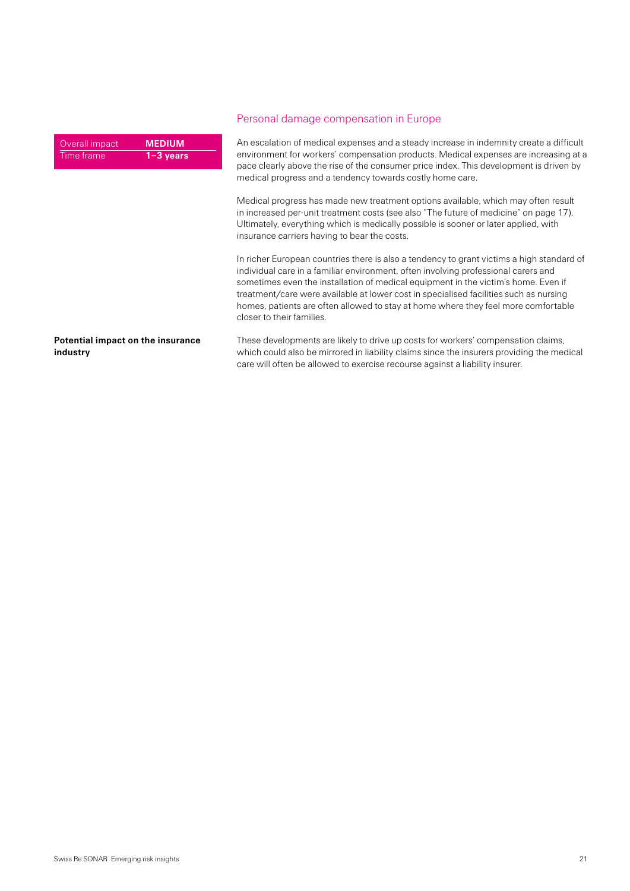## Personal damage compensation in Europe

| Overall impact | **MEDIUM** |
| --- | --- |
| Time frame | **1–3 years** |

An escalation of medical expenses and a steady increase in indemnity create a difficult environment for workers' compensation products. Medical expenses are increasing at a pace clearly above the rise of the consumer price index. This development is driven by medical progress and a tendency towards costly home care.

Medical progress has made new treatment options available, which may often result in increased per-unit treatment costs (see also "The future of medicine" on page 17). Ultimately, everything which is medically possible is sooner or later applied, with insurance carriers having to bear the costs.

In richer European countries there is also a tendency to grant victims a high standard of individual care in a familiar environment, often involving professional carers and sometimes even the installation of medical equipment in the victim's home. Even if treatment/care were available at lower cost in specialised facilities such as nursing homes, patients are often allowed to stay at home where they feel more comfortable closer to their families.

**Potential impact on the insurance industry**

These developments are likely to drive up costs for workers' compensation claims, which could also be mirrored in liability claims since the insurers providing the medical care will often be allowed to exercise recourse against a liability insurer.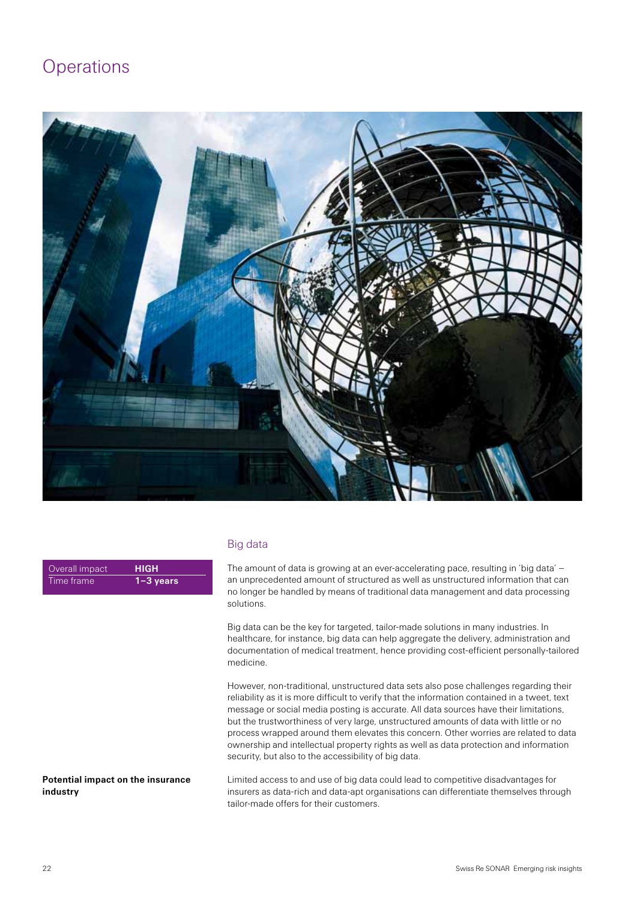# Operations

## Big data

| Overall impact | HIGH |
| --- | --- |
| Time frame | 1–3 years |

The amount of data is growing at an ever-accelerating pace, resulting in 'big data' – an unprecedented amount of structured as well as unstructured information that can no longer be handled by means of traditional data management and data processing solutions.

Big data can be the key for targeted, tailor-made solutions in many industries. In healthcare, for instance, big data can help aggregate the delivery, administration and documentation of medical treatment, hence providing cost-efficient personally-tailored medicine.

However, non-traditional, unstructured data sets also pose challenges regarding their reliability as it is more difficult to verify that the information contained in a tweet, text message or social media posting is accurate. All data sources have their limitations, but the trustworthiness of very large, unstructured amounts of data with little or no process wrapped around them elevates this concern. Other worries are related to data ownership and intellectual property rights as well as data protection and information security, but also to the accessibility of big data.

**Potential impact on the insurance industry**

Limited access to and use of big data could lead to competitive disadvantages for insurers as data-rich and data-apt organisations can differentiate themselves through tailor-made offers for their customers.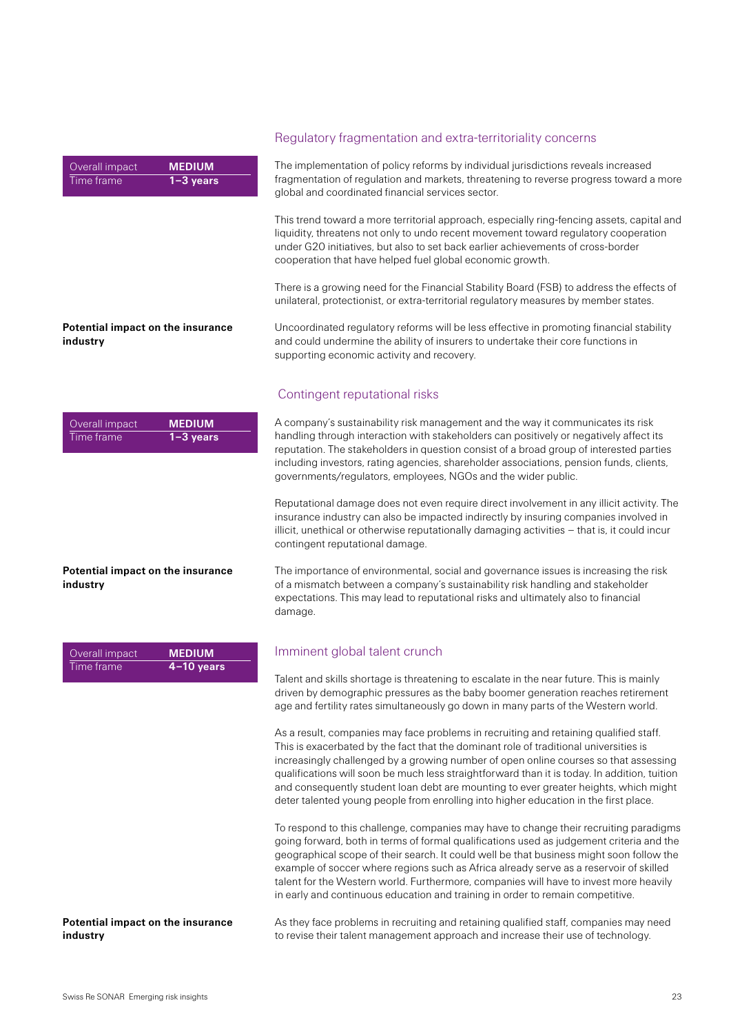## Regulatory fragmentation and extra-territoriality concerns

| Overall impact | MEDIUM |
|---|---|
| Time frame | 1–3 years |

The implementation of policy reforms by individual jurisdictions reveals increased fragmentation of regulation and markets, threatening to reverse progress toward a more global and coordinated financial services sector.

This trend toward a more territorial approach, especially ring-fencing assets, capital and liquidity, threatens not only to undo recent movement toward regulatory cooperation under G20 initiatives, but also to set back earlier achievements of cross-border cooperation that have helped fuel global economic growth.

There is a growing need for the Financial Stability Board (FSB) to address the effects of unilateral, protectionist, or extra-territorial regulatory measures by member states.

**Potential impact on the insurance industry**

Uncoordinated regulatory reforms will be less effective in promoting financial stability and could undermine the ability of insurers to undertake their core functions in supporting economic activity and recovery.

## Contingent reputational risks

| Overall impact | MEDIUM |
|---|---|
| Time frame | 1–3 years |

A company's sustainability risk management and the way it communicates its risk handling through interaction with stakeholders can positively or negatively affect its reputation. The stakeholders in question consist of a broad group of interested parties including investors, rating agencies, shareholder associations, pension funds, clients, governments/regulators, employees, NGOs and the wider public.

Reputational damage does not even require direct involvement in any illicit activity. The insurance industry can also be impacted indirectly by insuring companies involved in illicit, unethical or otherwise reputationally damaging activities – that is, it could incur contingent reputational damage.

**Potential impact on the insurance industry**

The importance of environmental, social and governance issues is increasing the risk of a mismatch between a company's sustainability risk handling and stakeholder expectations. This may lead to reputational risks and ultimately also to financial damage.

## Imminent global talent crunch

| Overall impact | MEDIUM |
|---|---|
| Time frame | 4–10 years |

Talent and skills shortage is threatening to escalate in the near future. This is mainly driven by demographic pressures as the baby boomer generation reaches retirement age and fertility rates simultaneously go down in many parts of the Western world.

As a result, companies may face problems in recruiting and retaining qualified staff. This is exacerbated by the fact that the dominant role of traditional universities is increasingly challenged by a growing number of open online courses so that assessing qualifications will soon be much less straightforward than it is today. In addition, tuition and consequently student loan debt are mounting to ever greater heights, which might deter talented young people from enrolling into higher education in the first place.

To respond to this challenge, companies may have to change their recruiting paradigms going forward, both in terms of formal qualifications used as judgement criteria and the geographical scope of their search. It could well be that business might soon follow the example of soccer where regions such as Africa already serve as a reservoir of skilled talent for the Western world. Furthermore, companies will have to invest more heavily in early and continuous education and training in order to remain competitive.

**Potential impact on the insurance industry**

As they face problems in recruiting and retaining qualified staff, companies may need to revise their talent management approach and increase their use of technology.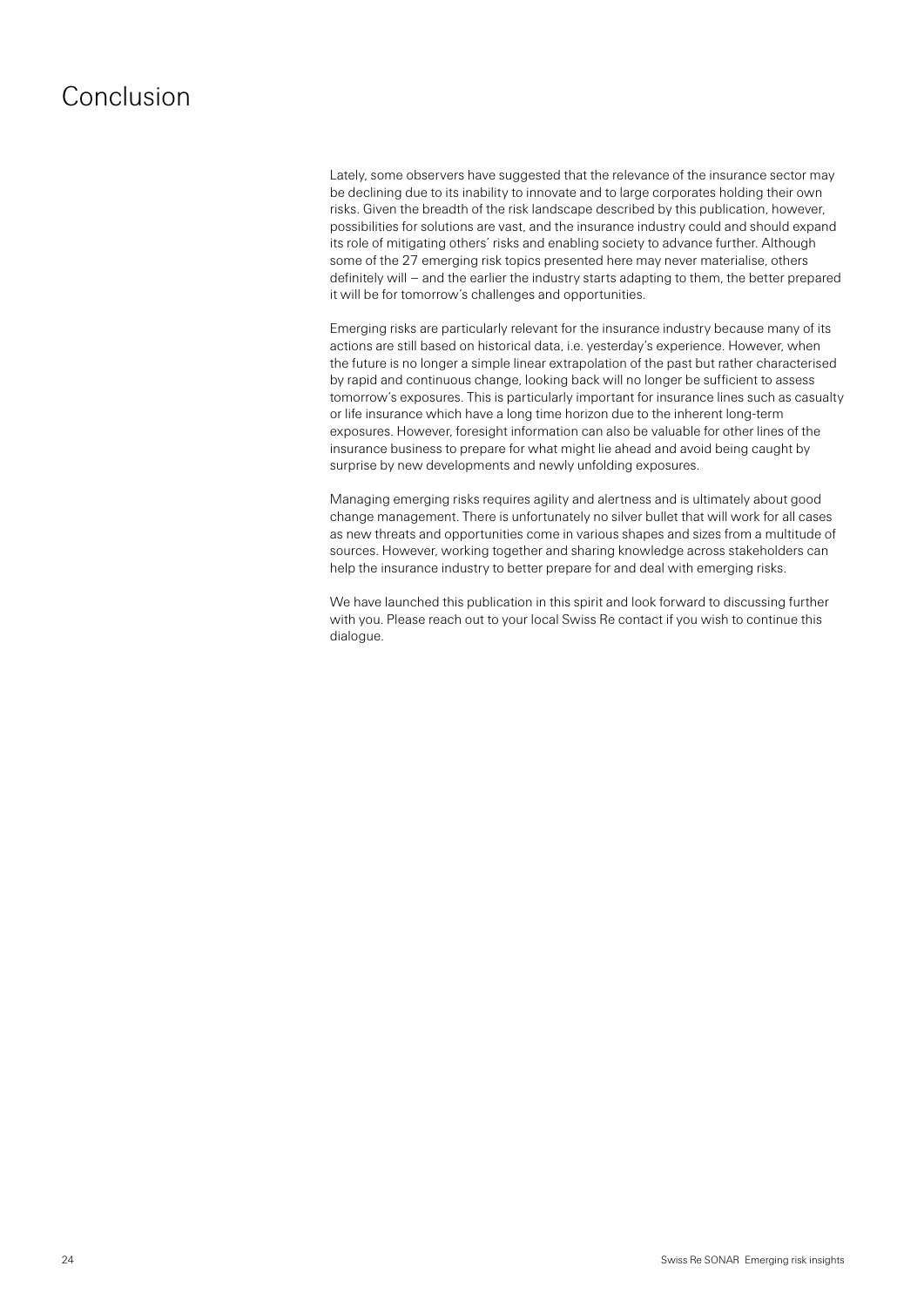# Conclusion

Lately, some observers have suggested that the relevance of the insurance sector may be declining due to its inability to innovate and to large corporates holding their own risks. Given the breadth of the risk landscape described by this publication, however, possibilities for solutions are vast, and the insurance industry could and should expand its role of mitigating others' risks and enabling society to advance further. Although some of the 27 emerging risk topics presented here may never materialise, others definitely will – and the earlier the industry starts adapting to them, the better prepared it will be for tomorrow's challenges and opportunities.

Emerging risks are particularly relevant for the insurance industry because many of its actions are still based on historical data, i.e. yesterday's experience. However, when the future is no longer a simple linear extrapolation of the past but rather characterised by rapid and continuous change, looking back will no longer be sufficient to assess tomorrow's exposures. This is particularly important for insurance lines such as casualty or life insurance which have a long time horizon due to the inherent long-term exposures. However, foresight information can also be valuable for other lines of the insurance business to prepare for what might lie ahead and avoid being caught by surprise by new developments and newly unfolding exposures.

Managing emerging risks requires agility and alertness and is ultimately about good change management. There is unfortunately no silver bullet that will work for all cases as new threats and opportunities come in various shapes and sizes from a multitude of sources. However, working together and sharing knowledge across stakeholders can help the insurance industry to better prepare for and deal with emerging risks.

We have launched this publication in this spirit and look forward to discussing further with you. Please reach out to your local Swiss Re contact if you wish to continue this dialogue.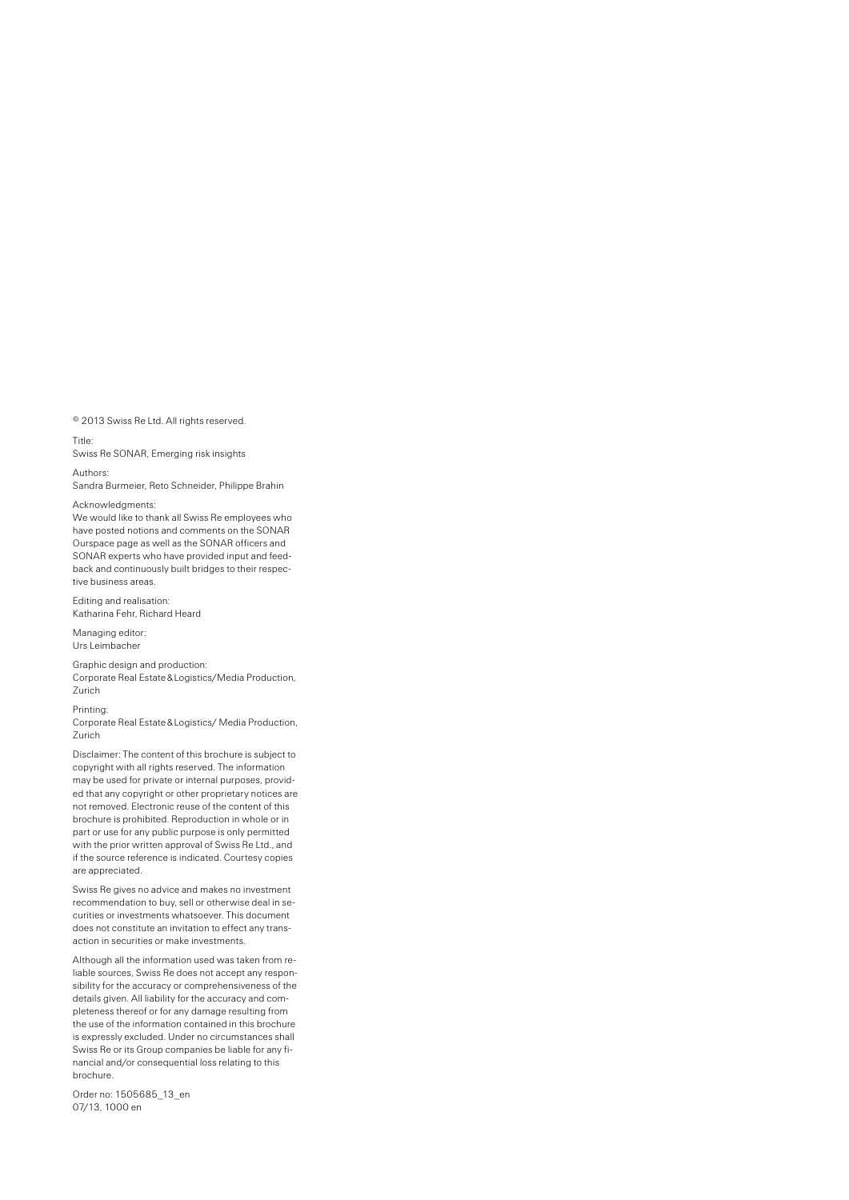© 2013 Swiss Re Ltd. All rights reserved.

Title:
Swiss Re SONAR, Emerging risk insights

Authors:
Sandra Burmeier, Reto Schneider, Philippe Brahin

Acknowledgments:
We would like to thank all Swiss Re employees who have posted notions and comments on the SONAR Ourspace page as well as the SONAR officers and SONAR experts who have provided input and feedback and continuously built bridges to their respective business areas.

Editing and realisation:
Katharina Fehr, Richard Heard

Managing editor:
Urs Leimbacher

Graphic design and production:
Corporate Real Estate & Logistics/Media Production, Zurich

Printing:
Corporate Real Estate & Logistics/ Media Production, Zurich

Disclaimer: The content of this brochure is subject to copyright with all rights reserved. The information may be used for private or internal purposes, provided that any copyright or other proprietary notices are not removed. Electronic reuse of the content of this brochure is prohibited. Reproduction in whole or in part or use for any public purpose is only permitted with the prior written approval of Swiss Re Ltd., and if the source reference is indicated. Courtesy copies are appreciated.

Swiss Re gives no advice and makes no investment recommendation to buy, sell or otherwise deal in securities or investments whatsoever. This document does not constitute an invitation to effect any transaction in securities or make investments.

Although all the information used was taken from reliable sources, Swiss Re does not accept any responsibility for the accuracy or comprehensiveness of the details given. All liability for the accuracy and completeness thereof or for any damage resulting from the use of the information contained in this brochure is expressly excluded. Under no circumstances shall Swiss Re or its Group companies be liable for any financial and/or consequential loss relating to this brochure.

Order no: 1505685_13_en
07/13, 1000 en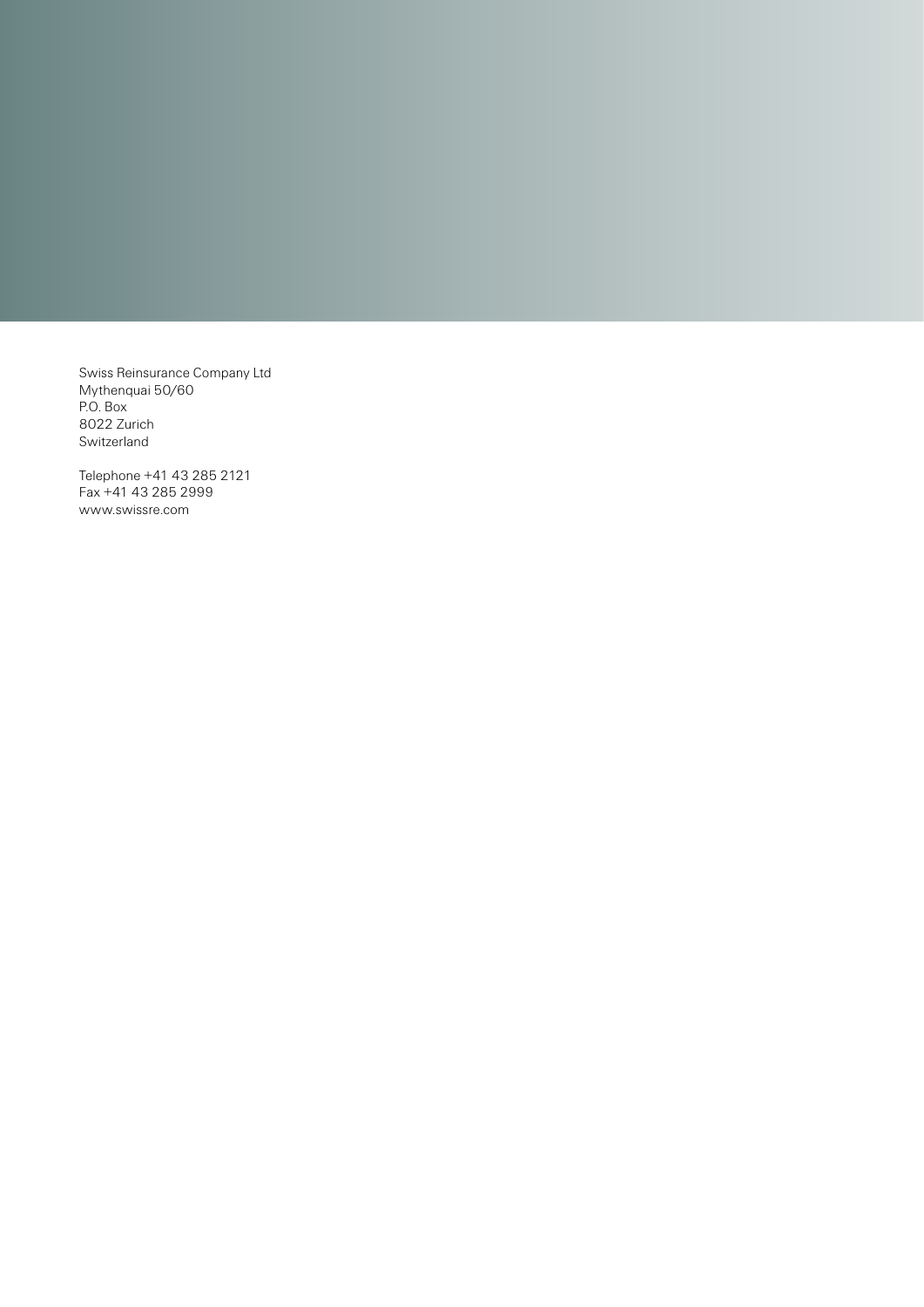Swiss Reinsurance Company Ltd
Mythenquai 50/60
P.O. Box
8022 Zurich
Switzerland

Telephone +41 43 285 2121
Fax +41 43 285 2999
www.swissre.com